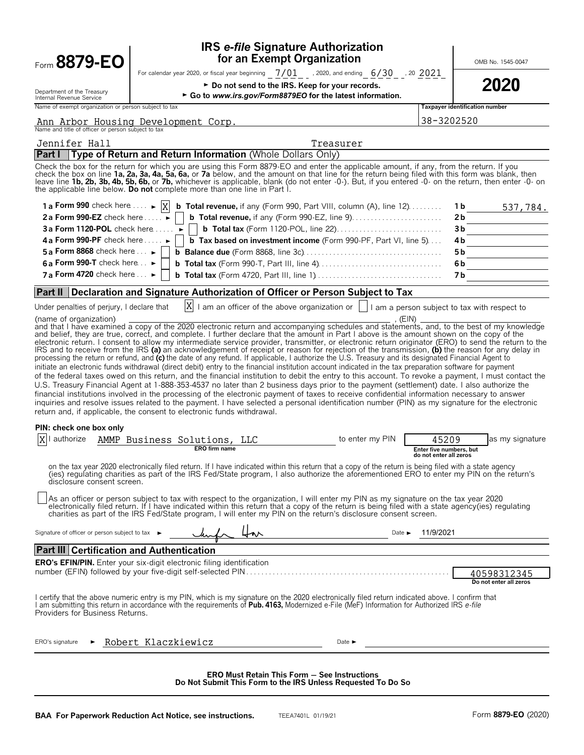Form **8879-EO**

Department of the Treasury
Internal Revenue Service

# IRS *e-file* Signature Authorization for an Exempt Organization

For calendar year 2020, or fiscal year beginning 7/01 , 2020, and ending 6/30 , 20 2021

► Do not send to the IRS. Keep for your records.

► Go to *www.irs.gov/Form8879EO* for the latest information.

OMB No. 1545-0047

**2020**

Name of exempt organization or person subject to tax: Ann Arbor Housing Development Corp.

Taxpayer identification number: 38-3202520

Name and title of officer or person subject to tax: Jennifer Hall, Treasurer

## Part I Type of Return and Return Information (Whole Dollars Only)

Check the box for the return for which you are using this Form 8879-EO and enter the applicable amount, if any, from the return. If you check the box on line **1a, 2a, 3a, 4a, 5a, 6a,** or **7a** below, and the amount on that line for the return being filed with this form was blank, then leave line **1b, 2b, 3b, 4b, 5b, 6b,** or **7b,** whichever is applicable, blank (do not enter -0-). But, if you entered -0- on the return, then enter -0- on the applicable line below. **Do not** complete more than one line in Part I.

| | | | |
|---|---|---|---|
| **1 a Form 990** check here ► [X] | **b Total revenue,** if any (Form 990, Part VIII, column (A), line 12) | 1 b | 537,784. |
| **2 a Form 990-EZ** check here ► [ ] | **b Total revenue,** if any (Form 990-EZ, line 9) | 2 b | |
| **3 a Form 1120-POL** check here ► [ ] | **b Total tax** (Form 1120-POL, line 22) | 3 b | |
| **4 a Form 990-PF** check here ► [ ] | **b Tax based on investment income** (Form 990-PF, Part VI, line 5) | 4 b | |
| **5 a Form 8868** check here ► [ ] | **b Balance due** (Form 8868, line 3c) | 5 b | |
| **6 a Form 990-T** check here ► [ ] | **b Total tax** (Form 990-T, Part III, line 4) | 6 b | |
| **7 a Form 4720** check here ► [ ] | **b Total tax** (Form 4720, Part III, line 1) | 7 b | |

## Part II Declaration and Signature Authorization of Officer or Person Subject to Tax

Under penalties of perjury, I declare that [X] I am an officer of the above organization or [ ] I am a person subject to tax with respect to (name of organization) ____________, (EIN) ____________ and that I have examined a copy of the 2020 electronic return and accompanying schedules and statements, and, to the best of my knowledge and belief, they are true, correct, and complete. I further declare that the amount in Part I above is the amount shown on the copy of the electronic return. I consent to allow my intermediate service provider, transmitter, or electronic return originator (ERO) to send the return to the IRS and to receive from the IRS **(a)** an acknowledgement of receipt or reason for rejection of the transmission, **(b)** the reason for any delay in processing the return or refund, and **(c)** the date of any refund. If applicable, I authorize the U.S. Treasury and its designated Financial Agent to initiate an electronic funds withdrawal (direct debit) entry to the financial institution account indicated in the tax preparation software for payment of the federal taxes owed on this return, and the financial institution to debit the entry to this account. To revoke a payment, I must contact the U.S. Treasury Financial Agent at 1-888-353-4537 no later than 2 business days prior to the payment (settlement) date. I also authorize the financial institutions involved in the processing of the electronic payment of taxes to receive confidential information necessary to answer inquiries and resolve issues related to the payment. I have selected a personal identification number (PIN) as my signature for the electronic return and, if applicable, the consent to electronic funds withdrawal.

**PIN: check one box only**

[X] I authorize AMMP Business Solutions, LLC (ERO firm name) to enter my PIN 45209 (Enter five numbers, but do not enter all zeros) as my signature on the tax year 2020 electronically filed return. If I have indicated within this return that a copy of the return is being filed with a state agency (ies) regulating charities as part of the IRS Fed/State program, I also authorize the aforementioned ERO to enter my PIN on the return's disclosure consent screen.

[ ] As an officer or person subject to tax with respect to the organization, I will enter my PIN as my signature on the tax year 2020 electronically filed return. If I have indicated within this return that a copy of the return is being filed with a state agency(ies) regulating charities as part of the IRS Fed/State program, I will enter my PIN on the return's disclosure consent screen.

Signature of officer or person subject to tax ► *[signature]* Date ► 11/9/2021

## Part III Certification and Authentication

**ERO's EFIN/PIN.** Enter your six-digit electronic filing identification number (EFIN) followed by your five-digit self-selected PIN: 40598312345 (Do not enter all zeros)

I certify that the above numeric entry is my PIN, which is my signature on the 2020 electronically filed return indicated above. I confirm that I am submitting this return in accordance with the requirements of **Pub. 4163,** Modernized e-File (MeF) Information for Authorized IRS *e-file* Providers for Business Returns.

ERO's signature ► Robert Klaczkiewicz Date ►

**ERO Must Retain This Form — See Instructions**
**Do Not Submit This Form to the IRS Unless Requested To Do So**

**BAA For Paperwork Reduction Act Notice, see instructions.** TEEA7401L 01/19/21 Form **8879-EO** (2020)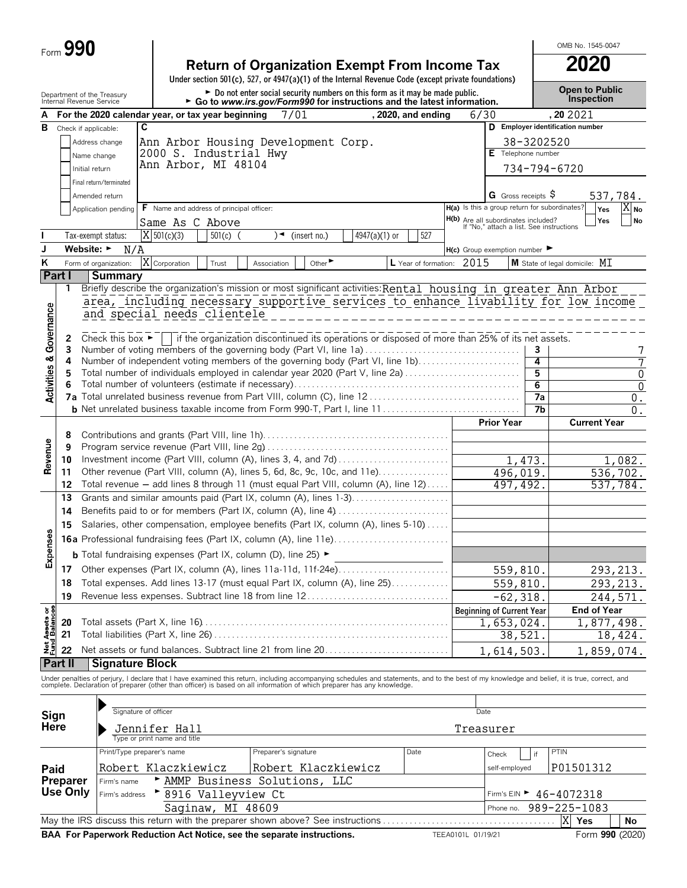Form **990**

# Return of Organization Exempt From Income Tax

**2020**

OMB No. 1545-0047

Under section 501(c), 527, or 4947(a)(1) of the Internal Revenue Code (except private foundations)

► Do not enter social security numbers on this form as it may be made public.
► Go to *www.irs.gov/Form990* for instructions and the latest information.

Department of the Treasury
Internal Revenue Service

**Open to Public Inspection**

**A** For the 2020 calendar year, or tax year beginning 7/01, 2020, and ending 6/30, 20 2021

**B** Check if applicable:
- Address change
- Name change
- Initial return
- Final return/terminated
- Amended return
- Application pending

**C** Ann Arbor Housing Development Corp.
2000 S. Industrial Hwy
Ann Arbor, MI 48104

**D** Employer identification number: 38-3202520

**E** Telephone number: 734-794-6720

**G** Gross receipts $ 537,784.

**F** Name and address of principal officer: Same As C Above

**H(a)** Is this a group return for subordinates? Yes [ ] No [X]

**H(b)** Are all subordinates included? Yes [ ] No [ ]
If "No," attach a list. See instructions

**I** Tax-exempt status: [X] 501(c)(3) [ ] 501(c) ( ) ◄ (insert no.) [ ] 4947(a)(1) or [ ] 527

**J** Website: ► N/A

**H(c)** Group exemption number ►

**K** Form of organization: [X] Corporation [ ] Trust [ ] Association [ ] Other ►

**L** Year of formation: 2015

**M** State of legal domicile: MI

## Part I Summary

**Activities & Governance**

1 Briefly describe the organization's mission or most significant activities: Rental housing in greater Ann Arbor area, including necessary supportive services to enhance livability for low income and special needs clientele

2 Check this box ► [ ] if the organization discontinued its operations or disposed of more than 25% of its net assets.

| | | Line | |
|---|---|---|---|
| 3 | Number of voting members of the governing body (Part VI, line 1a) | 3 | 7 |
| 4 | Number of independent voting members of the governing body (Part VI, line 1b) | 4 | 7 |
| 5 | Total number of individuals employed in calendar year 2020 (Part V, line 2a) | 5 | 0 |
| 6 | Total number of volunteers (estimate if necessary) | 6 | 0 |
| 7a | Total unrelated business revenue from Part VIII, column (C), line 12 | 7a | 0. |
| b | Net unrelated business taxable income from Form 990-T, Part I, line 11 | 7b | 0. |

| | | | Prior Year | Current Year |
|---|---|---|---|---|
| **Revenue** | 8 | Contributions and grants (Part VIII, line 1h) | | |
| | 9 | Program service revenue (Part VIII, line 2g) | | |
| | 10 | Investment income (Part VIII, column (A), lines 3, 4, and 7d) | 1,473. | 1,082. |
| | 11 | Other revenue (Part VIII, column (A), lines 5, 6d, 8c, 9c, 10c, and 11e) | 496,019. | 536,702. |
| | 12 | Total revenue — add lines 8 through 11 (must equal Part VIII, column (A), line 12) | 497,492. | 537,784. |
| **Expenses** | 13 | Grants and similar amounts paid (Part IX, column (A), lines 1-3) | | |
| | 14 | Benefits paid to or for members (Part IX, column (A), line 4) | | |
| | 15 | Salaries, other compensation, employee benefits (Part IX, column (A), lines 5-10) | | |
| | 16a | Professional fundraising fees (Part IX, column (A), line 11e) | | |
| | b | Total fundraising expenses (Part IX, column (D), line 25) ► | | |
| | 17 | Other expenses (Part IX, column (A), lines 11a-11d, 11f-24e) | 559,810. | 293,213. |
| | 18 | Total expenses. Add lines 13-17 (must equal Part IX, column (A), line 25) | 559,810. | 293,213. |
| | 19 | Revenue less expenses. Subtract line 18 from line 12 | -62,318. | 244,571. |

| | | | Beginning of Current Year | End of Year |
|---|---|---|---|---|
| **Net Assets or Fund Balances** | 20 | Total assets (Part X, line 16) | 1,653,024. | 1,877,498. |
| | 21 | Total liabilities (Part X, line 26) | 38,521. | 18,424. |
| | 22 | Net assets or fund balances. Subtract line 21 from line 20 | 1,614,503. | 1,859,074. |

## Part II Signature Block

Under penalties of perjury, I declare that I have examined this return, including accompanying schedules and statements, and to the best of my knowledge and belief, it is true, correct, and complete. Declaration of preparer (other than officer) is based on all information of which preparer has any knowledge.

**Sign Here**

► Signature of officer ______ Date ______

► Jennifer Hall Treasurer
Type or print name and title

**Paid Preparer Use Only**

| Print/Type preparer's name | Preparer's signature | Date | Check [ ] if self-employed | PTIN |
|---|---|---|---|---|
| Robert Klaczkiewicz | Robert Klaczkiewicz | | | P01501312 |

Firm's name ► AMMP Business Solutions, LLC

Firm's address ► 8916 Valleyview Ct, Saginaw, MI 48609

Firm's EIN ► 46-4072318

Phone no. 989-225-1083

May the IRS discuss this return with the preparer shown above? See instructions [X] Yes [ ] No

**BAA For Paperwork Reduction Act Notice, see the separate instructions.** TEEA0101L 01/19/21 Form **990** (2020)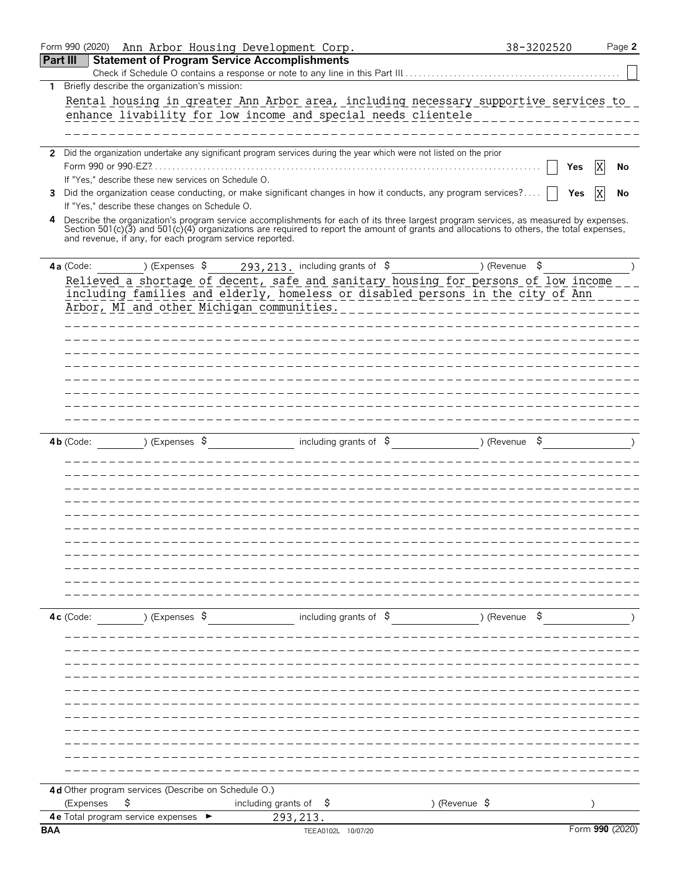Form 990 (2020) Ann Arbor Housing Development Corp. 38-3202520 Page **2**

## Part III Statement of Program Service Accomplishments

Check if Schedule O contains a response or note to any line in this Part III . . . . . [ ]

**1** Briefly describe the organization's mission:

Rental housing in greater Ann Arbor area, including necessary supportive services to enhance livability for low income and special needs clientele

**2** Did the organization undertake any significant program services during the year which were not listed on the prior Form 990 or 990-EZ? . . . . . [ ] **Yes** [X] **No**

If "Yes," describe these new services on Schedule O.

**3** Did the organization cease conducting, or make significant changes in how it conducts, any program services? . . . . [ ] **Yes** [X] **No**

If "Yes," describe these changes on Schedule O.

**4** Describe the organization's program service accomplishments for each of its three largest program services, as measured by expenses. Section 501(c)(3) and 501(c)(4) organizations are required to report the amount of grants and allocations to others, the total expenses, and revenue, if any, for each program service reported.

**4a** (Code: ) (Expenses $ 293,213. including grants of $ ) (Revenue $ )

Relieved a shortage of decent, safe and sanitary housing for persons of low income including families and elderly, homeless or disabled persons in the city of Ann Arbor, MI and other Michigan communities.

**4b** (Code: ) (Expenses $ including grants of $ ) (Revenue $ )

**4c** (Code: ) (Expenses $ including grants of $ ) (Revenue $ )

**4d** Other program services (Describe on Schedule O.)

(Expenses $ including grants of $ ) (Revenue $ )

**4e** Total program service expenses ► 293,213.

**BAA** TEEA0102L 10/07/20 Form **990** (2020)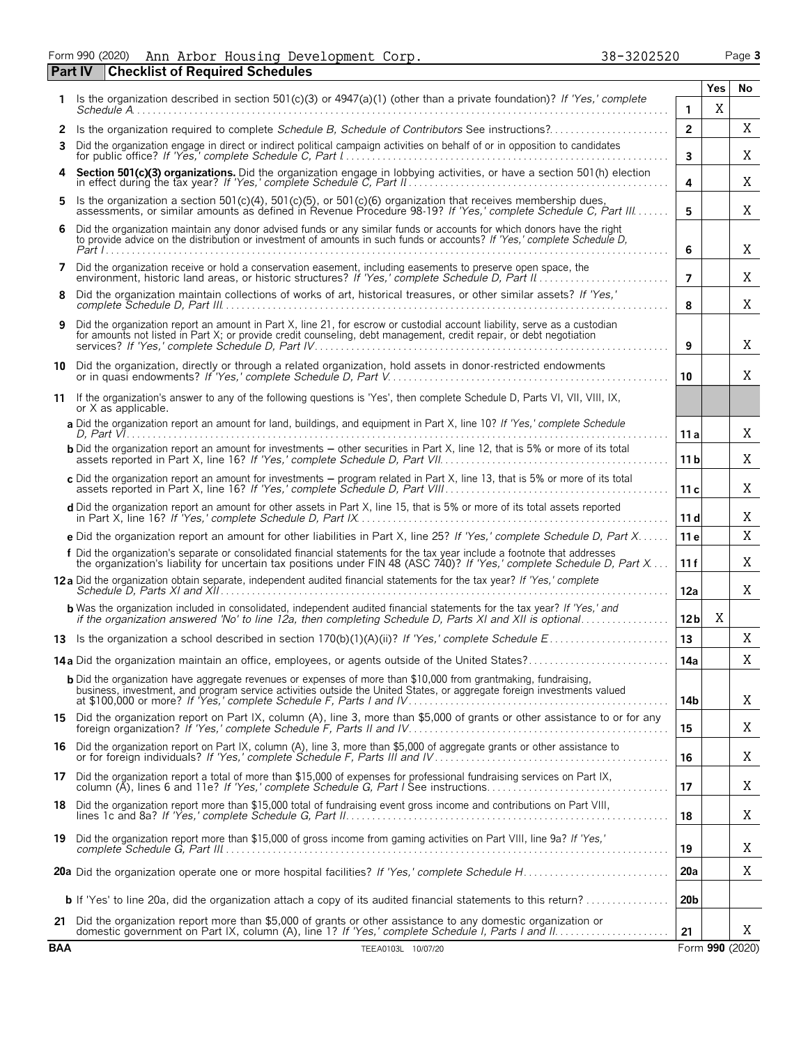Form 990 (2020) Ann Arbor Housing Development Corp. 38-3202520 Page **3**

## Part IV Checklist of Required Schedules

| | | | Yes | No |
|---|---|---|---|---|
| **1** | Is the organization described in section 501(c)(3) or 4947(a)(1) (other than a private foundation)? *If 'Yes,' complete Schedule A* | **1** | X | |
| **2** | Is the organization required to complete *Schedule B, Schedule of Contributors* See instructions? | **2** | | X |
| **3** | Did the organization engage in direct or indirect political campaign activities on behalf of or in opposition to candidates for public office? *If 'Yes,' complete Schedule C, Part I* | **3** | | X |
| **4** | **Section 501(c)(3) organizations.** Did the organization engage in lobbying activities, or have a section 501(h) election in effect during the tax year? *If 'Yes,' complete Schedule C, Part II* | **4** | | X |
| **5** | Is the organization a section 501(c)(4), 501(c)(5), or 501(c)(6) organization that receives membership dues, assessments, or similar amounts as defined in Revenue Procedure 98-19? *If 'Yes,' complete Schedule C, Part III* | **5** | | X |
| **6** | Did the organization maintain any donor advised funds or any similar funds or accounts for which donors have the right to provide advice on the distribution or investment of amounts in such funds or accounts? *If 'Yes,' complete Schedule D, Part I* | **6** | | X |
| **7** | Did the organization receive or hold a conservation easement, including easements to preserve open space, the environment, historic land areas, or historic structures? *If 'Yes,' complete Schedule D, Part II* | **7** | | X |
| **8** | Did the organization maintain collections of works of art, historical treasures, or other similar assets? *If 'Yes,' complete Schedule D, Part III* | **8** | | X |
| **9** | Did the organization report an amount in Part X, line 21, for escrow or custodial account liability, serve as a custodian for amounts not listed in Part X; or provide credit counseling, debt management, credit repair, or debt negotiation services? *If 'Yes,' complete Schedule D, Part IV* | **9** | | X |
| **10** | Did the organization, directly or through a related organization, hold assets in donor-restricted endowments or in quasi endowments? *If 'Yes,' complete Schedule D, Part V* | **10** | | X |
| **11** | If the organization's answer to any of the following questions is 'Yes', then complete Schedule D, Parts VI, VII, VIII, IX, or X as applicable. | | | |
| | **a** Did the organization report an amount for land, buildings, and equipment in Part X, line 10? *If 'Yes,' complete Schedule D, Part VI* | **11a** | | X |
| | **b** Did the organization report an amount for investments — other securities in Part X, line 12, that is 5% or more of its total assets reported in Part X, line 16? *If 'Yes,' complete Schedule D, Part VII* | **11b** | | X |
| | **c** Did the organization report an amount for investments — program related in Part X, line 13, that is 5% or more of its total assets reported in Part X, line 16? *If 'Yes,' complete Schedule D, Part VIII* | **11c** | | X |
| | **d** Did the organization report an amount for other assets in Part X, line 15, that is 5% or more of its total assets reported in Part X, line 16? *If 'Yes,' complete Schedule D, Part IX* | **11d** | | X |
| | **e** Did the organization report an amount for other liabilities in Part X, line 25? *If 'Yes,' complete Schedule D, Part X* | **11e** | | X |
| | **f** Did the organization's separate or consolidated financial statements for the tax year include a footnote that addresses the organization's liability for uncertain tax positions under FIN 48 (ASC 740)? *If 'Yes,' complete Schedule D, Part X* | **11f** | | X |
| **12a** | Did the organization obtain separate, independent audited financial statements for the tax year? *If 'Yes,' complete Schedule D, Parts XI and XII* | **12a** | | X |
| | **b** Was the organization included in consolidated, independent audited financial statements for the tax year? *If 'Yes,' and if the organization answered 'No' to line 12a, then completing Schedule D, Parts XI and XII is optional* | **12b** | X | |
| **13** | Is the organization a school described in section 170(b)(1)(A)(ii)? *If 'Yes,' complete Schedule E* | **13** | | X |
| **14a** | Did the organization maintain an office, employees, or agents outside of the United States? | **14a** | | X |
| | **b** Did the organization have aggregate revenues or expenses of more than $10,000 from grantmaking, fundraising, business, investment, and program service activities outside the United States, or aggregate foreign investments valued at $100,000 or more? *If 'Yes,' complete Schedule F, Parts I and IV* | **14b** | | X |
| **15** | Did the organization report on Part IX, column (A), line 3, more than $5,000 of grants or other assistance to or for any foreign organization? *If 'Yes,' complete Schedule F, Parts II and IV* | **15** | | X |
| **16** | Did the organization report on Part IX, column (A), line 3, more than $5,000 of aggregate grants or other assistance to or for foreign individuals? *If 'Yes,' complete Schedule F, Parts III and IV* | **16** | | X |
| **17** | Did the organization report a total of more than $15,000 of expenses for professional fundraising services on Part IX, column (A), lines 6 and 11e? *If 'Yes,' complete Schedule G, Part I* See instructions | **17** | | X |
| **18** | Did the organization report more than $15,000 total of fundraising event gross income and contributions on Part VIII, lines 1c and 8a? *If 'Yes,' complete Schedule G, Part II* | **18** | | X |
| **19** | Did the organization report more than $15,000 of gross income from gaming activities on Part VIII, line 9a? *If 'Yes,' complete Schedule G, Part III* | **19** | | X |
| **20a** | Did the organization operate one or more hospital facilities? *If 'Yes,' complete Schedule H* | **20a** | | X |
| | **b** If 'Yes' to line 20a, did the organization attach a copy of its audited financial statements to this return? | **20b** | | |
| **21** | Did the organization report more than $5,000 of grants or other assistance to any domestic organization or domestic government on Part IX, column (A), line 1? *If 'Yes,' complete Schedule I, Parts I and II* | **21** | | X |

**BAA** TEEA0103L 10/07/20 Form **990** (2020)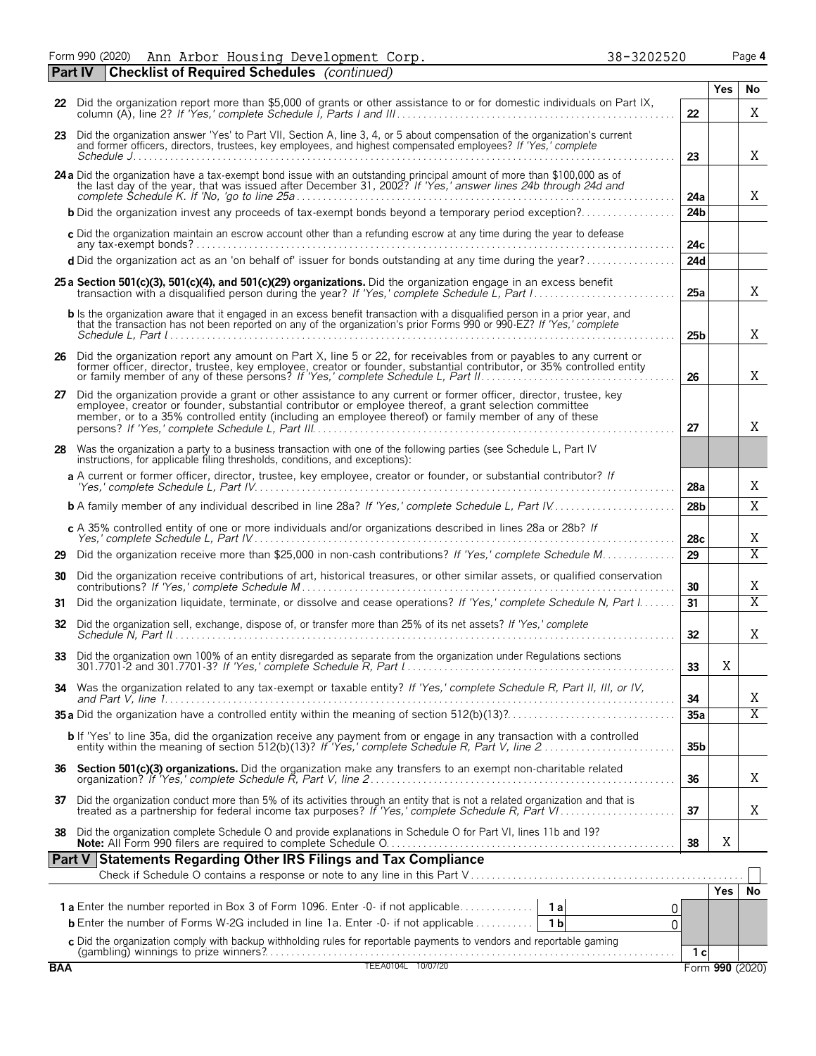Form 990 (2020) Ann Arbor Housing Development Corp. 38-3202520 Page 4

**Part IV Checklist of Required Schedules** *(continued)*

| | | | Yes | No |
|---|---|---|---|---|
| **22** | Did the organization report more than $5,000 of grants or other assistance to or for domestic individuals on Part IX, column (A), line 2? *If 'Yes,' complete Schedule I, Parts I and III* | 22 | | X |
| **23** | Did the organization answer 'Yes' to Part VII, Section A, line 3, 4, or 5 about compensation of the organization's current and former officers, directors, trustees, key employees, and highest compensated employees? *If 'Yes,' complete Schedule J* | 23 | | X |
| **24a** | Did the organization have a tax-exempt bond issue with an outstanding principal amount of more than $100,000 as of the last day of the year, that was issued after December 31, 2002? *If 'Yes,' answer lines 24b through 24d and complete Schedule K. If 'No,' go to line 25a* | 24a | | X |
| **b** | Did the organization invest any proceeds of tax-exempt bonds beyond a temporary period exception? | 24b | | |
| **c** | Did the organization maintain an escrow account other than a refunding escrow at any time during the year to defease any tax-exempt bonds? | 24c | | |
| **d** | Did the organization act as an 'on behalf of' issuer for bonds outstanding at any time during the year? | 24d | | |
| **25a** | **Section 501(c)(3), 501(c)(4), and 501(c)(29) organizations.** Did the organization engage in an excess benefit transaction with a disqualified person during the year? *If 'Yes,' complete Schedule L, Part I* | 25a | | X |
| **b** | Is the organization aware that it engaged in an excess benefit transaction with a disqualified person in a prior year, and that the transaction has not been reported on any of the organization's prior Forms 990 or 990-EZ? *If 'Yes,' complete Schedule L, Part I* | 25b | | X |
| **26** | Did the organization report any amount on Part X, line 5 or 22, for receivables from or payables to any current or former officer, director, trustee, key employee, creator or founder, substantial contributor, or 35% controlled entity or family member of any of these persons? *If 'Yes,' complete Schedule L, Part II* | 26 | | X |
| **27** | Did the organization provide a grant or other assistance to any current or former officer, director, trustee, key employee, creator or founder, substantial contributor or employee thereof, a grant selection committee member, or to a 35% controlled entity (including an employee thereof) or family member of any of these persons? *If 'Yes,' complete Schedule L, Part III* | 27 | | X |
| **28** | Was the organization a party to a business transaction with one of the following parties (see Schedule L, Part IV instructions, for applicable filing thresholds, conditions, and exceptions): | | | |
| **a** | A current or former officer, director, trustee, key employee, creator or founder, or substantial contributor? *If 'Yes,' complete Schedule L, Part IV* | 28a | | X |
| **b** | A family member of any individual described in line 28a? *If 'Yes,' complete Schedule L, Part IV* | 28b | | X |
| **c** | A 35% controlled entity of one or more individuals and/or organizations described in lines 28a or 28b? *If Yes,' complete Schedule L, Part IV* | 28c | | X |
| **29** | Did the organization receive more than $25,000 in non-cash contributions? *If 'Yes,' complete Schedule M* | 29 | | X |
| **30** | Did the organization receive contributions of art, historical treasures, or other similar assets, or qualified conservation contributions? *If 'Yes,' complete Schedule M* | 30 | | X |
| **31** | Did the organization liquidate, terminate, or dissolve and cease operations? *If 'Yes,' complete Schedule N, Part I* | 31 | | X |
| **32** | Did the organization sell, exchange, dispose of, or transfer more than 25% of its net assets? *If 'Yes,' complete Schedule N, Part II* | 32 | | X |
| **33** | Did the organization own 100% of an entity disregarded as separate from the organization under Regulations sections 301.7701-2 and 301.7701-3? *If 'Yes,' complete Schedule R, Part I* | 33 | X | |
| **34** | Was the organization related to any tax-exempt or taxable entity? *If 'Yes,' complete Schedule R, Part II, III, or IV, and Part V, line 1* | 34 | | X |
| **35a** | Did the organization have a controlled entity within the meaning of section 512(b)(13)? | 35a | | X |
| **b** | If 'Yes' to line 35a, did the organization receive any payment from or engage in any transaction with a controlled entity within the meaning of section 512(b)(13)? *If 'Yes,' complete Schedule R, Part V, line 2* | 35b | | |
| **36** | **Section 501(c)(3) organizations.** Did the organization make any transfers to an exempt non-charitable related organization? *If 'Yes,' complete Schedule R, Part V, line 2* | 36 | | X |
| **37** | Did the organization conduct more than 5% of its activities through an entity that is not a related organization and that is treated as a partnership for federal income tax purposes? *If 'Yes,' complete Schedule R, Part VI* | 37 | | X |
| **38** | Did the organization complete Schedule O and provide explanations in Schedule O for Part VI, lines 11b and 19? **Note:** All Form 990 filers are required to complete Schedule O. | 38 | X | |

**Part V Statements Regarding Other IRS Filings and Tax Compliance**

Check if Schedule O contains a response or note to any line in this Part V ☐

| | | | | | Yes | No |
|---|---|---|---|---|---|---|
| **1a** | Enter the number reported in Box 3 of Form 1096. Enter -0- if not applicable | 1a | 0 | | | |
| **b** | Enter the number of Forms W-2G included in line 1a. Enter -0- if not applicable | 1b | 0 | | | |
| **c** | Did the organization comply with backup withholding rules for reportable payments to vendors and reportable gaming (gambling) winnings to prize winners? | | | 1c | | |

BAA TEEA0104L 10/07/20 Form **990** (2020)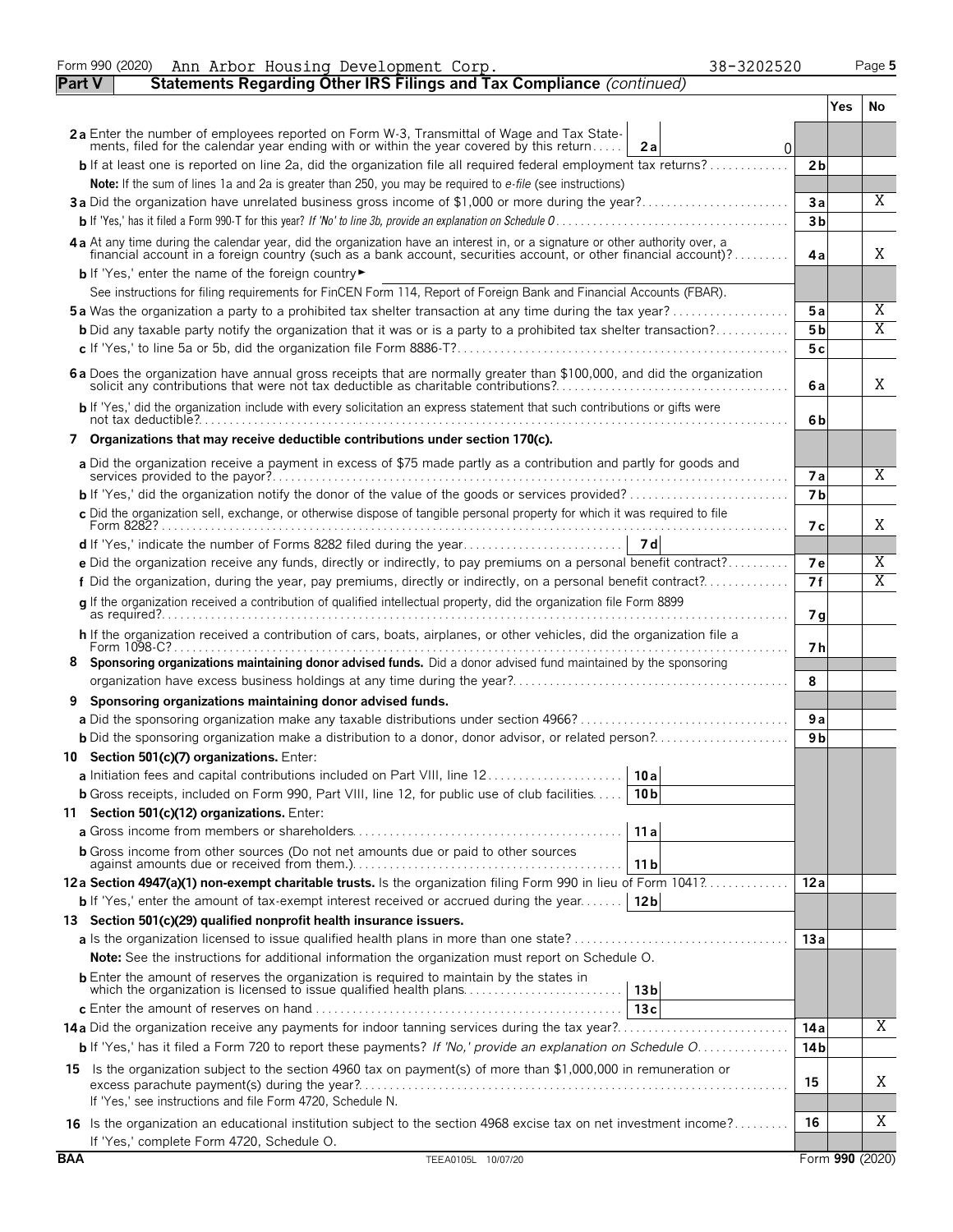Form 990 (2020) Ann Arbor Housing Development Corp. 38-3202520 Page 5

**Part V — Statements Regarding Other IRS Filings and Tax Compliance** *(continued)*

| | | | Yes | No |
|---|---|---|---|---|
| **2a** Enter the number of employees reported on Form W-3, Transmittal of Wage and Tax Statements, filed for the calendar year ending with or within the year covered by this return | **2a** 0 | | | |
| **b** If at least one is reported on line 2a, did the organization file all required federal employment tax returns? | | **2b** | | |
| **Note:** If the sum of lines 1a and 2a is greater than 250, you may be required to *e-file* (see instructions) | | | | |
| **3a** Did the organization have unrelated business gross income of $1,000 or more during the year? | | **3a** | | X |
| **b** If 'Yes,' has it filed a Form 990-T for this year? *If 'No' to line 3b, provide an explanation on Schedule O* | | **3b** | | |
| **4a** At any time during the calendar year, did the organization have an interest in, or a signature or other authority over, a financial account in a foreign country (such as a bank account, securities account, or other financial account)? | | **4a** | | X |
| **b** If 'Yes,' enter the name of the foreign country ► | | | | |
| See instructions for filing requirements for FinCEN Form 114, Report of Foreign Bank and Financial Accounts (FBAR). | | | | |
| **5a** Was the organization a party to a prohibited tax shelter transaction at any time during the tax year? | | **5a** | | X |
| **b** Did any taxable party notify the organization that it was or is a party to a prohibited tax shelter transaction? | | **5b** | | X |
| **c** If 'Yes,' to line 5a or 5b, did the organization file Form 8886-T? | | **5c** | | |
| **6a** Does the organization have annual gross receipts that are normally greater than $100,000, and did the organization solicit any contributions that were not tax deductible as charitable contributions? | | **6a** | | X |
| **b** If 'Yes,' did the organization include with every solicitation an express statement that such contributions or gifts were not tax deductible? | | **6b** | | |
| **7 Organizations that may receive deductible contributions under section 170(c).** | | | | |
| **a** Did the organization receive a payment in excess of $75 made partly as a contribution and partly for goods and services provided to the payor? | | **7a** | | X |
| **b** If 'Yes,' did the organization notify the donor of the value of the goods or services provided? | | **7b** | | |
| **c** Did the organization sell, exchange, or otherwise dispose of tangible personal property for which it was required to file Form 8282? | | **7c** | | X |
| **d** If 'Yes,' indicate the number of Forms 8282 filed during the year | **7d** | | | |
| **e** Did the organization receive any funds, directly or indirectly, to pay premiums on a personal benefit contract? | | **7e** | | X |
| **f** Did the organization, during the year, pay premiums, directly or indirectly, on a personal benefit contract? | | **7f** | | X |
| **g** If the organization received a contribution of qualified intellectual property, did the organization file Form 8899 as required? | | **7g** | | |
| **h** If the organization received a contribution of cars, boats, airplanes, or other vehicles, did the organization file a Form 1098-C? | | **7h** | | |
| **8 Sponsoring organizations maintaining donor advised funds.** Did a donor advised fund maintained by the sponsoring organization have excess business holdings at any time during the year? | | **8** | | |
| **9 Sponsoring organizations maintaining donor advised funds.** | | | | |
| **a** Did the sponsoring organization make any taxable distributions under section 4966? | | **9a** | | |
| **b** Did the sponsoring organization make a distribution to a donor, donor advisor, or related person? | | **9b** | | |
| **10 Section 501(c)(7) organizations.** Enter: | | | | |
| **a** Initiation fees and capital contributions included on Part VIII, line 12 | **10a** | | | |
| **b** Gross receipts, included on Form 990, Part VIII, line 12, for public use of club facilities | **10b** | | | |
| **11 Section 501(c)(12) organizations.** Enter: | | | | |
| **a** Gross income from members or shareholders | **11a** | | | |
| **b** Gross income from other sources (Do not net amounts due or paid to other sources against amounts due or received from them.) | **11b** | | | |
| **12a Section 4947(a)(1) non-exempt charitable trusts.** Is the organization filing Form 990 in lieu of Form 1041? | | **12a** | | |
| **b** If 'Yes,' enter the amount of tax-exempt interest received or accrued during the year | **12b** | | | |
| **13 Section 501(c)(29) qualified nonprofit health insurance issuers.** | | | | |
| **a** Is the organization licensed to issue qualified health plans in more than one state? | | **13a** | | |
| **Note:** See the instructions for additional information the organization must report on Schedule O. | | | | |
| **b** Enter the amount of reserves the organization is required to maintain by the states in which the organization is licensed to issue qualified health plans | **13b** | | | |
| **c** Enter the amount of reserves on hand | **13c** | | | |
| **14a** Did the organization receive any payments for indoor tanning services during the tax year? | | **14a** | | X |
| **b** If 'Yes,' has it filed a Form 720 to report these payments? *If 'No,' provide an explanation on Schedule O* | | **14b** | | |
| **15** Is the organization subject to the section 4960 tax on payment(s) of more than $1,000,000 in remuneration or excess parachute payment(s) during the year? If 'Yes,' see instructions and file Form 4720, Schedule N. | | **15** | | X |
| **16** Is the organization an educational institution subject to the section 4968 excise tax on net investment income? If 'Yes,' complete Form 4720, Schedule O. | | **16** | | X |

BAA TEEA0105L 10/07/20 Form **990** (2020)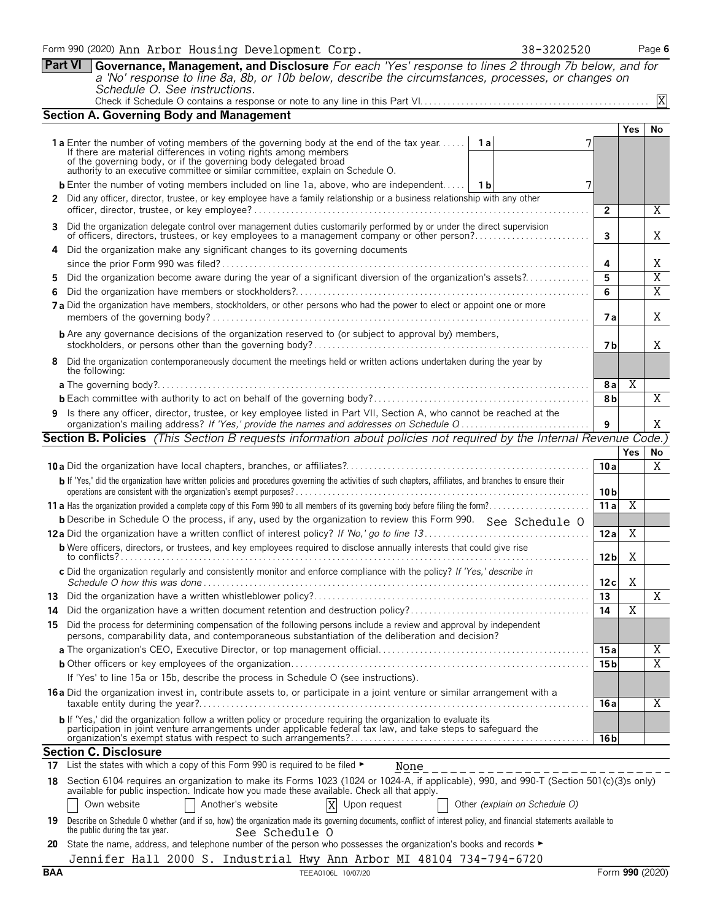Form 990 (2020) Ann Arbor Housing Development Corp. 38-3202520 Page 6

## Part VI Governance, Management, and Disclosure

*For each 'Yes' response to lines 2 through 7b below, and for a 'No' response to line 8a, 8b, or 10b below, describe the circumstances, processes, or changes on Schedule O. See instructions.*

Check if Schedule O contains a response or note to any line in this Part VI. [X]

### Section A. Governing Body and Management

| | | | Yes | No |
|---|---|---|---|---|
| **1a** Enter the number of voting members of the governing body at the end of the tax year. If there are material differences in voting rights among members of the governing body, or if the governing body delegated broad authority to an executive committee or similar committee, explain on Schedule O. | 1a 7 | | | |
| **b** Enter the number of voting members included on line 1a, above, who are independent. | 1b 7 | | | |
| **2** Did any officer, director, trustee, or key employee have a family relationship or a business relationship with any other officer, director, trustee, or key employee? | | 2 | | X |
| **3** Did the organization delegate control over management duties customarily performed by or under the direct supervision of officers, directors, trustees, or key employees to a management company or other person? | | 3 | | X |
| **4** Did the organization make any significant changes to its governing documents since the prior Form 990 was filed? | | 4 | | X |
| **5** Did the organization become aware during the year of a significant diversion of the organization's assets? | | 5 | | X |
| **6** Did the organization have members or stockholders? | | 6 | | X |
| **7a** Did the organization have members, stockholders, or other persons who had the power to elect or appoint one or more members of the governing body? | | 7a | | X |
| **b** Are any governance decisions of the organization reserved to (or subject to approval by) members, stockholders, or persons other than the governing body? | | 7b | | X |
| **8** Did the organization contemporaneously document the meetings held or written actions undertaken during the year by the following: | | | | |
| **a** The governing body? | | 8a | X | |
| **b** Each committee with authority to act on behalf of the governing body? | | 8b | | X |
| **9** Is there any officer, director, trustee, or key employee listed in Part VII, Section A, who cannot be reached at the organization's mailing address? *If 'Yes,' provide the names and addresses on Schedule O* | | 9 | | X |

### Section B. Policies *(This Section B requests information about policies not required by the Internal Revenue Code.)*

| | | Yes | No |
|---|---|---|---|
| **10a** Did the organization have local chapters, branches, or affiliates? | 10a | | X |
| **b** If 'Yes,' did the organization have written policies and procedures governing the activities of such chapters, affiliates, and branches to ensure their operations are consistent with the organization's exempt purposes? | 10b | | |
| **11a** Has the organization provided a complete copy of this Form 990 to all members of its governing body before filing the form? | 11a | X | |
| **b** Describe in Schedule O the process, if any, used by the organization to review this Form 990. See Schedule O | | | |
| **12a** Did the organization have a written conflict of interest policy? *If 'No,' go to line 13* | 12a | X | |
| **b** Were officers, directors, or trustees, and key employees required to disclose annually interests that could give rise to conflicts? | 12b | X | |
| **c** Did the organization regularly and consistently monitor and enforce compliance with the policy? *If 'Yes,' describe in Schedule O how this was done* | 12c | X | |
| **13** Did the organization have a written whistleblower policy? | 13 | | X |
| **14** Did the organization have a written document retention and destruction policy? | 14 | X | |
| **15** Did the process for determining compensation of the following persons include a review and approval by independent persons, comparability data, and contemporaneous substantiation of the deliberation and decision? | | | |
| **a** The organization's CEO, Executive Director, or top management official | 15a | | X |
| **b** Other officers or key employees of the organization | 15b | | X |
| If 'Yes' to line 15a or 15b, describe the process in Schedule O (see instructions). | | | |
| **16a** Did the organization invest in, contribute assets to, or participate in a joint venture or similar arrangement with a taxable entity during the year? | 16a | | X |
| **b** If 'Yes,' did the organization follow a written policy or procedure requiring the organization to evaluate its participation in joint venture arrangements under applicable federal tax law, and take steps to safeguard the organization's exempt status with respect to such arrangements? | 16b | | |

### Section C. Disclosure

**17** List the states with which a copy of this Form 990 is required to be filed ► None

**18** Section 6104 requires an organization to make its Forms 1023 (1024 or 1024-A, if applicable), 990, and 990-T (Section 501(c)(3)s only) available for public inspection. Indicate how you made these available. Check all that apply.

[ ] Own website [ ] Another's website [X] Upon request [ ] Other *(explain on Schedule O)*

**19** Describe on Schedule O whether (and if so, how) the organization made its governing documents, conflict of interest policy, and financial statements available to the public during the tax year. See Schedule O

**20** State the name, address, and telephone number of the person who possesses the organization's books and records ►

Jennifer Hall 2000 S. Industrial Hwy Ann Arbor MI 48104 734-794-6720

BAA TEEA0106L 10/07/20 Form **990** (2020)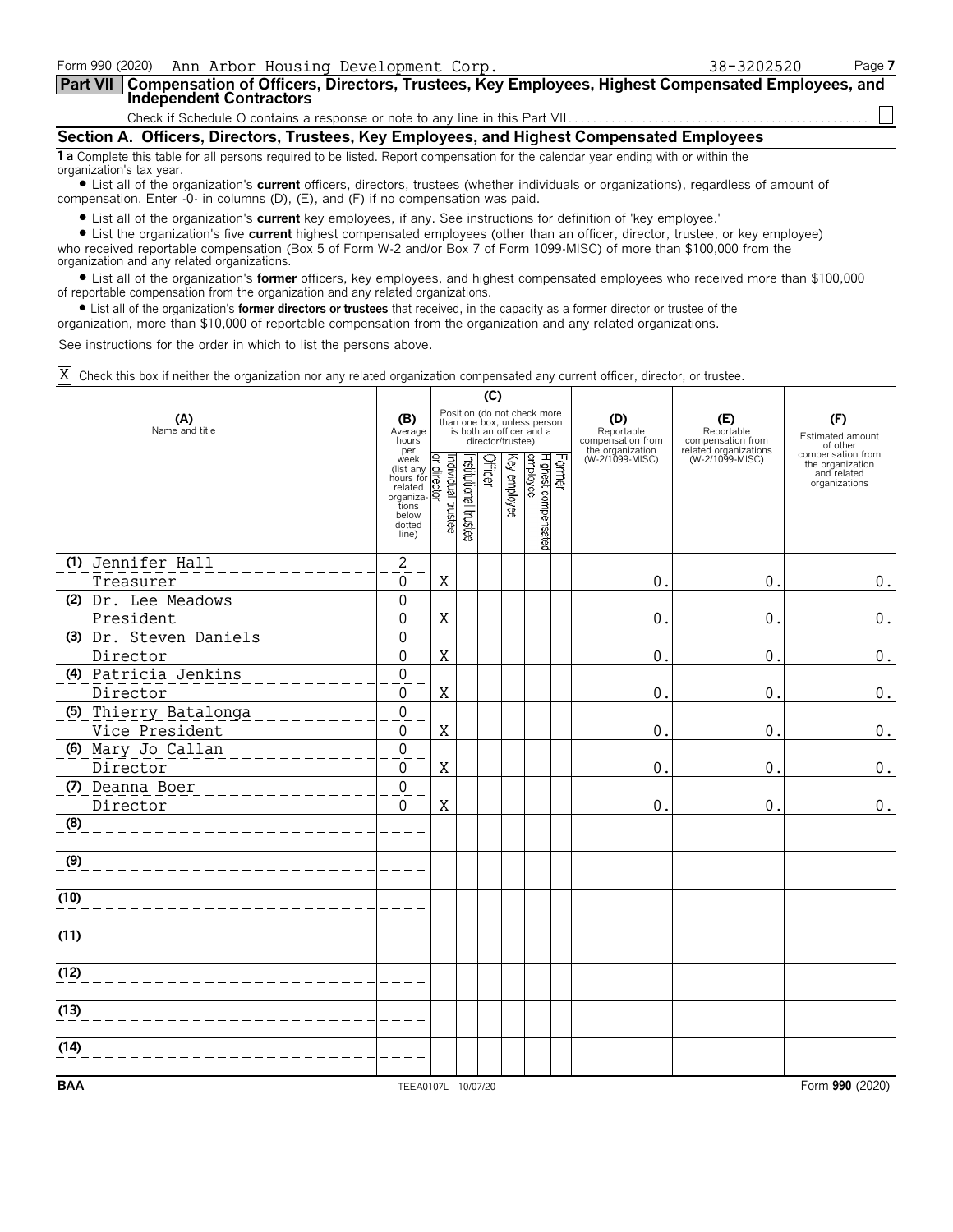Form 990 (2020) Ann Arbor Housing Development Corp. 38-3202520 Page **7**

## Part VII Compensation of Officers, Directors, Trustees, Key Employees, Highest Compensated Employees, and Independent Contractors

Check if Schedule O contains a response or note to any line in this Part VII . . . . . . . . . . ☐

### Section A. Officers, Directors, Trustees, Key Employees, and Highest Compensated Employees

**1 a** Complete this table for all persons required to be listed. Report compensation for the calendar year ending with or within the organization's tax year.

- List all of the organization's **current** officers, directors, trustees (whether individuals or organizations), regardless of amount of compensation. Enter -0- in columns (D), (E), and (F) if no compensation was paid.
- List all of the organization's **current** key employees, if any. See instructions for definition of 'key employee.'
- List the organization's five **current** highest compensated employees (other than an officer, director, trustee, or key employee) who received reportable compensation (Box 5 of Form W-2 and/or Box 7 of Form 1099-MISC) of more than $100,000 from the organization and any related organizations.
- List all of the organization's **former** officers, key employees, and highest compensated employees who received more than $100,000 of reportable compensation from the organization and any related organizations.
- List all of the organization's **former directors or trustees** that received, in the capacity as a former director or trustee of the organization, more than $10,000 of reportable compensation from the organization and any related organizations.

See instructions for the order in which to list the persons above.

☒ Check this box if neither the organization nor any related organization compensated any current officer, director, or trustee.

| (A) Name and title | (B) Average hours per week (list any hours for related organizations below dotted line) | (C) Position (do not check more than one box, unless person is both an officer and a director/trustee) | | | | | | (D) Reportable compensation from the organization (W-2/1099-MISC) | (E) Reportable compensation from related organizations (W-2/1099-MISC) | (F) Estimated amount of other compensation from the organization and related organizations |
|---|---|---|---|---|---|---|---|---|---|---|
| | | Individual trustee or director | Institutional trustee | Officer | Key employee | Highest compensated employee | Former | | | |
| (1) Jennifer Hall<br>Treasurer | 2<br>0 | X | | | | | | 0. | 0. | 0. |
| (2) Dr. Lee Meadows<br>President | 0<br>0 | X | | | | | | 0. | 0. | 0. |
| (3) Dr. Steven Daniels<br>Director | 0<br>0 | X | | | | | | 0. | 0. | 0. |
| (4) Patricia Jenkins<br>Director | 0<br>0 | X | | | | | | 0. | 0. | 0. |
| (5) Thierry Batalonga<br>Vice President | 0<br>0 | X | | | | | | 0. | 0. | 0. |
| (6) Mary Jo Callan<br>Director | 0<br>0 | X | | | | | | 0. | 0. | 0. |
| (7) Deanna Boer<br>Director | 0<br>0 | X | | | | | | 0. | 0. | 0. |
| (8) | | | | | | | | | | |
| (9) | | | | | | | | | | |
| (10) | | | | | | | | | | |
| (11) | | | | | | | | | | |
| (12) | | | | | | | | | | |
| (13) | | | | | | | | | | |
| (14) | | | | | | | | | | |

BAA TEEA0107L 10/07/20 Form **990** (2020)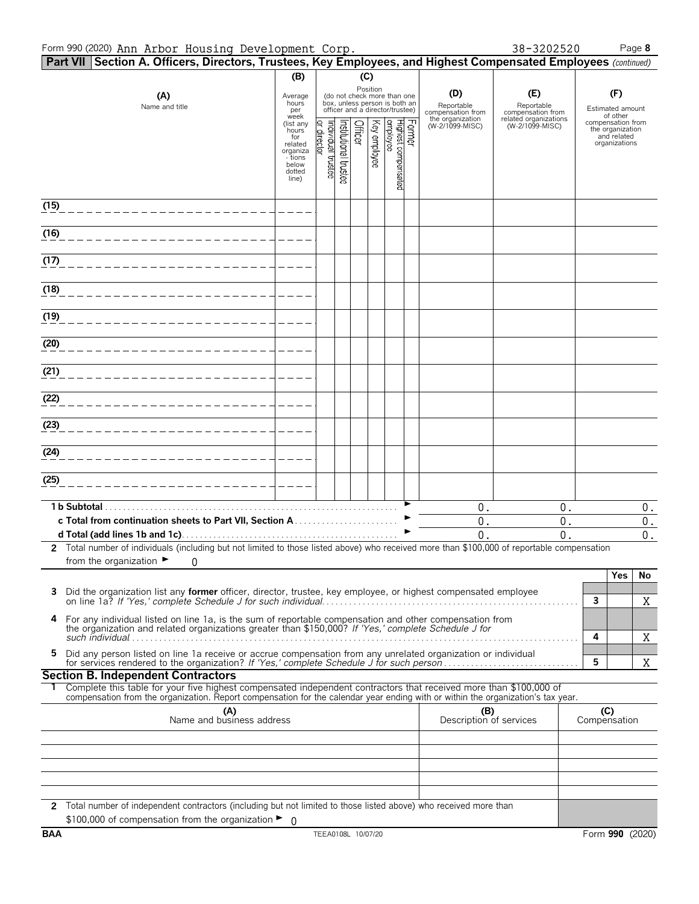Form 990 (2020) Ann Arbor Housing Development Corp. 38-3202520 Page **8**

**Part VII Section A. Officers, Directors, Trustees, Key Employees, and Highest Compensated Employees** *(continued)*

| (A) Name and title | (B) Average hours per week (list any hours for related organizations below dotted line) | (C) Position (do not check more than one box, unless person is both an officer and a director/trustee) | | | | | | (D) Reportable compensation from the organization (W-2/1099-MISC) | (E) Reportable compensation from related organizations (W-2/1099-MISC) | (F) Estimated amount of other compensation from the organization and related organizations |
|---|---|---|---|---|---|---|---|---|---|---|
| | | Individual trustee or director | Institutional trustee | Officer | Key employee | Highest compensated employee | Former | | | |
| (15) | | | | | | | | | | |
| (16) | | | | | | | | | | |
| (17) | | | | | | | | | | |
| (18) | | | | | | | | | | |
| (19) | | | | | | | | | | |
| (20) | | | | | | | | | | |
| (21) | | | | | | | | | | |
| (22) | | | | | | | | | | |
| (23) | | | | | | | | | | |
| (24) | | | | | | | | | | |
| (25) | | | | | | | | | | |
| **1 b Subtotal** | | | | | | | | 0. | 0. | 0. |
| **c Total from continuation sheets to Part VII, Section A** | | | | | | | | 0. | 0. | 0. |
| **d Total (add lines 1b and 1c)** | | | | | | | | 0. | 0. | 0. |

**2** Total number of individuals (including but not limited to those listed above) who received more than $100,000 of reportable compensation from the organization ► 0

| | | Yes | No |
|---|---|---|---|
| **3** Did the organization list any **former** officer, director, trustee, key employee, or highest compensated employee on line 1a? *If 'Yes,' complete Schedule J for such individual* | **3** | | X |
| **4** For any individual listed on line 1a, is the sum of reportable compensation and other compensation from the organization and related organizations greater than $150,000? *If 'Yes,' complete Schedule J for such individual* | **4** | | X |
| **5** Did any person listed on line 1a receive or accrue compensation from any unrelated organization or individual for services rendered to the organization? *If 'Yes,' complete Schedule J for such person* | **5** | | X |

**Section B. Independent Contractors**

**1** Complete this table for your five highest compensated independent contractors that received more than $100,000 of compensation from the organization. Report compensation for the calendar year ending with or within the organization's tax year.

| (A) Name and business address | (B) Description of services | (C) Compensation |
|---|---|---|
| | | |
| | | |
| | | |
| | | |
| | | |

**2** Total number of independent contractors (including but not limited to those listed above) who received more than $100,000 of compensation from the organization ► 0

**BAA** TEEA0108L 10/07/20 Form **990** (2020)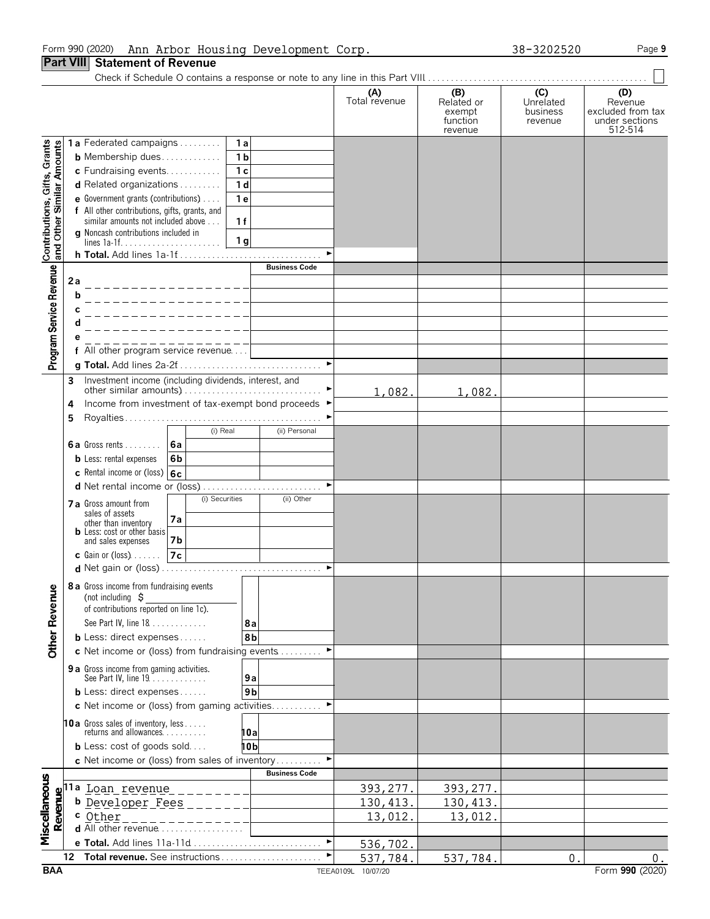Form 990 (2020) Ann Arbor Housing Development Corp. 38-3202520 Page 9

## Part VIII Statement of Revenue

Check if Schedule O contains a response or note to any line in this Part VIII . . . . . ☐

| | | | (A) Total revenue | (B) Related or exempt function revenue | (C) Unrelated business revenue | (D) Revenue excluded from tax under sections 512-514 |
|---|---|---|---|---|---|---|
| **Contributions, Gifts, Grants and Other Similar Amounts** | 1a Federated campaigns . . . 1a | | | | | |
| | b Membership dues . . . 1b | | | | | |
| | c Fundraising events . . . 1c | | | | | |
| | d Related organizations . . . 1d | | | | | |
| | e Government grants (contributions) . . . 1e | | | | | |
| | f All other contributions, gifts, grants, and similar amounts not included above . . . 1f | | | | | |
| | g Noncash contributions included in lines 1a-1f . . . 1g | | | | | |
| | h **Total.** Add lines 1a-1f . . . ► | | | | | |
| **Program Service Revenue** | | Business Code | | | | |
| | 2a | | | | | |
| | b | | | | | |
| | c | | | | | |
| | d | | | | | |
| | e | | | | | |
| | f All other program service revenue . . . | | | | | |
| | g **Total.** Add lines 2a-2f . . . ► | | | | | |
| **Other Revenue** | 3 Investment income (including dividends, interest, and other similar amounts) . . . ► | | 1,082. | 1,082. | | |
| | 4 Income from investment of tax-exempt bond proceeds ► | | | | | |
| | 5 Royalties . . . ► | | | | | |
| | | (i) Real / (ii) Personal | | | | |
| | 6a Gross rents . . . 6a | | | | | |
| | b Less: rental expenses 6b | | | | | |
| | c Rental income or (loss) 6c | | | | | |
| | d Net rental income or (loss) . . . ► | | | | | |
| | | (i) Securities / (ii) Other | | | | |
| | 7a Gross amount from sales of assets other than inventory 7a | | | | | |
| | b Less: cost or other basis and sales expenses 7b | | | | | |
| | c Gain or (loss) . . . 7c | | | | | |
| | d Net gain or (loss) . . . ► | | | | | |
| | 8a Gross income from fundraising events (not including $ of contributions reported on line 1c). See Part IV, line 18 . . . 8a | | | | | |
| | b Less: direct expenses . . . 8b | | | | | |
| | c Net income or (loss) from fundraising events . . . ► | | | | | |
| | 9a Gross income from gaming activities. See Part IV, line 19 . . . 9a | | | | | |
| | b Less: direct expenses . . . 9b | | | | | |
| | c Net income or (loss) from gaming activities . . . ► | | | | | |
| | 10a Gross sales of inventory, less returns and allowances . . . 10a | | | | | |
| | b Less: cost of goods sold . . . 10b | | | | | |
| | c Net income or (loss) from sales of inventory . . . ► | | | | | |
| **Miscellaneous Revenue** | | Business Code | | | | |
| | 11a Loan revenue | | 393,277. | 393,277. | | |
| | b Developer Fees | | 130,413. | 130,413. | | |
| | c Other | | 13,012. | 13,012. | | |
| | d All other revenue . . . | | | | | |
| | e **Total.** Add lines 11a-11d . . . ► | | 536,702. | | | |
| | 12 **Total revenue.** See instructions . . . ► | | 537,784. | 537,784. | 0. | 0. |

BAA TEEA0109L 10/07/20 Form **990** (2020)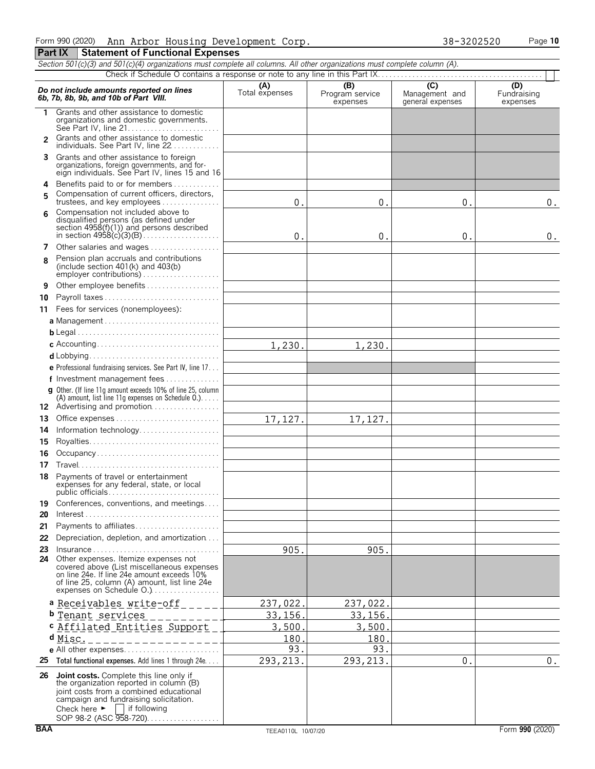Form 990 (2020) Ann Arbor Housing Development Corp. 38-3202520 Page **10**

## Part IX Statement of Functional Expenses

*Section 501(c)(3) and 501(c)(4) organizations must complete all columns. All other organizations must complete column (A).*

Check if Schedule O contains a response or note to any line in this Part IX. . . . . . . . . . . . . . . . . . . . . . . . . . . . . . . . . . . . . . . . . . ☐

| ***Do not include amounts reported on lines 6b, 7b, 8b, 9b, and 10b of Part VIII.*** | **(A)** Total expenses | **(B)** Program service expenses | **(C)** Management and general expenses | **(D)** Fundraising expenses |
|---|---|---|---|---|
| **1** Grants and other assistance to domestic organizations and domestic governments. See Part IV, line 21 | | | | |
| **2** Grants and other assistance to domestic individuals. See Part IV, line 22 | | | | |
| **3** Grants and other assistance to foreign organizations, foreign governments, and foreign individuals. See Part IV, lines 15 and 16 | | | | |
| **4** Benefits paid to or for members | | | | |
| **5** Compensation of current officers, directors, trustees, and key employees | 0. | 0. | 0. | 0. |
| **6** Compensation not included above to disqualified persons (as defined under section 4958(f)(1)) and persons described in section 4958(c)(3)(B) | 0. | 0. | 0. | 0. |
| **7** Other salaries and wages | | | | |
| **8** Pension plan accruals and contributions (include section 401(k) and 403(b) employer contributions) | | | | |
| **9** Other employee benefits | | | | |
| **10** Payroll taxes | | | | |
| **11** Fees for services (nonemployees): | | | | |
| **a** Management | | | | |
| **b** Legal | | | | |
| **c** Accounting | 1,230. | 1,230. | | |
| **d** Lobbying | | | | |
| **e** Professional fundraising services. See Part IV, line 17 | | | | |
| **f** Investment management fees | | | | |
| **g** Other. (If line 11g amount exceeds 10% of line 25, column (A) amount, list line 11g expenses on Schedule O.) | | | | |
| **12** Advertising and promotion | | | | |
| **13** Office expenses | 17,127. | 17,127. | | |
| **14** Information technology | | | | |
| **15** Royalties | | | | |
| **16** Occupancy | | | | |
| **17** Travel | | | | |
| **18** Payments of travel or entertainment expenses for any federal, state, or local public officials | | | | |
| **19** Conferences, conventions, and meetings | | | | |
| **20** Interest | | | | |
| **21** Payments to affiliates | | | | |
| **22** Depreciation, depletion, and amortization | | | | |
| **23** Insurance | 905. | 905. | | |
| **24** Other expenses. Itemize expenses not covered above (List miscellaneous expenses on line 24e. If line 24e amount exceeds 10% of line 25, column (A) amount, list line 24e expenses on Schedule O.) | | | | |
| **a** Receivables write-off | 237,022. | 237,022. | | |
| **b** Tenant services | 33,156. | 33,156. | | |
| **c** Affilated Entities Support | 3,500. | 3,500. | | |
| **d** Misc. | 180. | 180. | | |
| **e** All other expenses | 93. | 93. | | |
| **25** **Total functional expenses.** Add lines 1 through 24e | 293,213. | 293,213. | 0. | 0. |
| **26** **Joint costs.** Complete this line only if the organization reported in column (B) joint costs from a combined educational campaign and fundraising solicitation. Check here ► ☐ if following SOP 98-2 (ASC 958-720) | | | | |

BAA TEEA0110L 10/07/20 Form **990** (2020)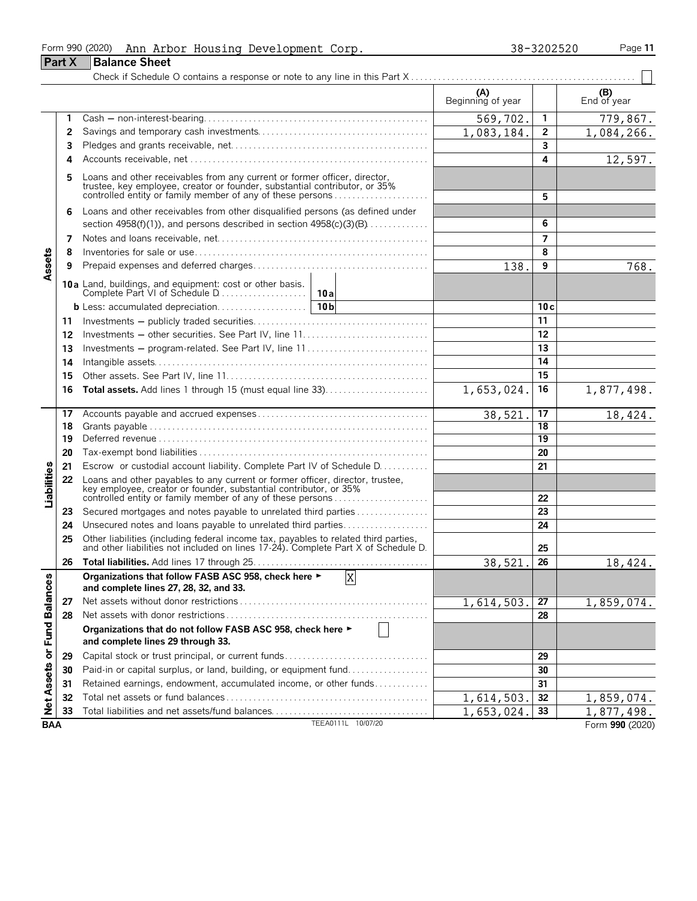Form 990 (2020) Ann Arbor Housing Development Corp. 38-3202520

## Part X Balance Sheet

Check if Schedule O contains a response or note to any line in this Part X . . . . . ☐

| | | | (A) Beginning of year | | (B) End of year |
|---|---|---|---|---|---|
| **Assets** | 1 | Cash — non-interest-bearing | 569,702. | 1 | 779,867. |
| | 2 | Savings and temporary cash investments | 1,083,184. | 2 | 1,084,266. |
| | 3 | Pledges and grants receivable, net | | 3 | |
| | 4 | Accounts receivable, net | | 4 | 12,597. |
| | 5 | Loans and other receivables from any current or former officer, director, trustee, key employee, creator or founder, substantial contributor, or 35% controlled entity or family member of any of these persons | | 5 | |
| | 6 | Loans and other receivables from other disqualified persons (as defined under section 4958(f)(1)), and persons described in section 4958(c)(3)(B) | | 6 | |
| | 7 | Notes and loans receivable, net | | 7 | |
| | 8 | Inventories for sale or use | | 8 | |
| | 9 | Prepaid expenses and deferred charges | 138. | 9 | 768. |
| | 10a | Land, buildings, and equipment: cost or other basis. Complete Part VI of Schedule D . . . 10a | | | |
| | b | Less: accumulated depreciation . . . 10b | | 10c | |
| | 11 | Investments — publicly traded securities | | 11 | |
| | 12 | Investments — other securities. See Part IV, line 11 | | 12 | |
| | 13 | Investments — program-related. See Part IV, line 11 | | 13 | |
| | 14 | Intangible assets | | 14 | |
| | 15 | Other assets. See Part IV, line 11 | | 15 | |
| | 16 | **Total assets.** Add lines 1 through 15 (must equal line 33) | 1,653,024. | 16 | 1,877,498. |
| **Liabilities** | 17 | Accounts payable and accrued expenses | 38,521. | 17 | 18,424. |
| | 18 | Grants payable | | 18 | |
| | 19 | Deferred revenue | | 19 | |
| | 20 | Tax-exempt bond liabilities | | 20 | |
| | 21 | Escrow or custodial account liability. Complete Part IV of Schedule D | | 21 | |
| | 22 | Loans and other payables to any current or former officer, director, trustee, key employee, creator or founder, substantial contributor, or 35% controlled entity or family member of any of these persons | | 22 | |
| | 23 | Secured mortgages and notes payable to unrelated third parties | | 23 | |
| | 24 | Unsecured notes and loans payable to unrelated third parties | | 24 | |
| | 25 | Other liabilities (including federal income tax, payables to related third parties, and other liabilities not included on lines 17-24). Complete Part X of Schedule D | | 25 | |
| | 26 | **Total liabilities.** Add lines 17 through 25 | 38,521. | 26 | 18,424. |
| **Net Assets or Fund Balances** | | **Organizations that follow FASB ASC 958, check here ► [X] and complete lines 27, 28, 32, and 33.** | | | |
| | 27 | Net assets without donor restrictions | 1,614,503. | 27 | 1,859,074. |
| | 28 | Net assets with donor restrictions | | 28 | |
| | | **Organizations that do not follow FASB ASC 958, check here ► [ ] and complete lines 29 through 33.** | | | |
| | 29 | Capital stock or trust principal, or current funds | | 29 | |
| | 30 | Paid-in or capital surplus, or land, building, or equipment fund | | 30 | |
| | 31 | Retained earnings, endowment, accumulated income, or other funds | | 31 | |
| | 32 | Total net assets or fund balances | 1,614,503. | 32 | 1,859,074. |
| | 33 | Total liabilities and net assets/fund balances | 1,653,024. | 33 | 1,877,498. |

BAA TEEA0111L 10/07/20 Form **990** (2020)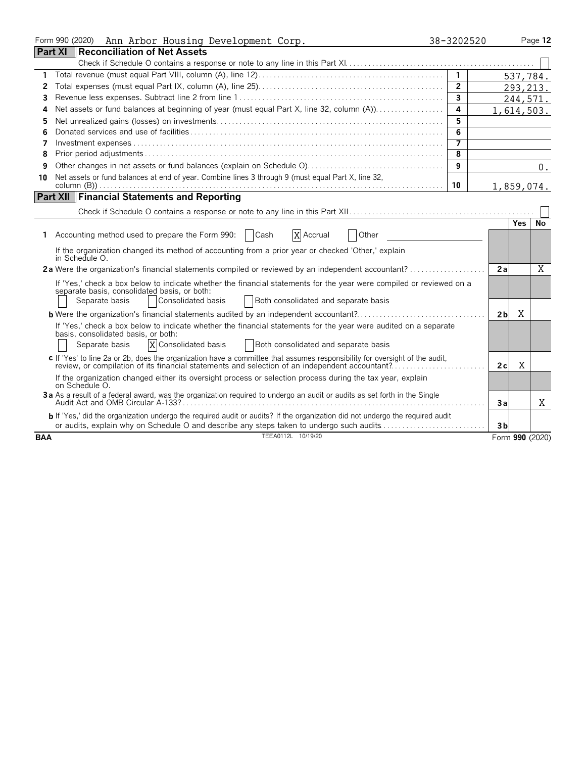Form 990 (2020) Ann Arbor Housing Development Corp. 38-3202520 Page 12

## Part XI Reconciliation of Net Assets

Check if Schedule O contains a response or note to any line in this Part XI . . . . . ☐

| | | | |
|---|---|---|---|
| 1 | Total revenue (must equal Part VIII, column (A), line 12) | 1 | 537,784. |
| 2 | Total expenses (must equal Part IX, column (A), line 25) | 2 | 293,213. |
| 3 | Revenue less expenses. Subtract line 2 from line 1 | 3 | 244,571. |
| 4 | Net assets or fund balances at beginning of year (must equal Part X, line 32, column (A)) | 4 | 1,614,503. |
| 5 | Net unrealized gains (losses) on investments | 5 | |
| 6 | Donated services and use of facilities | 6 | |
| 7 | Investment expenses | 7 | |
| 8 | Prior period adjustments | 8 | |
| 9 | Other changes in net assets or fund balances (explain on Schedule O) | 9 | 0. |
| 10 | Net assets or fund balances at end of year. Combine lines 3 through 9 (must equal Part X, line 32, column (B)) | 10 | 1,859,074. |

## Part XII Financial Statements and Reporting

Check if Schedule O contains a response or note to any line in this Part XII . . . . . ☐

| | | | Yes | No |
|---|---|---|---|---|
| 1 | Accounting method used to prepare the Form 990: ☐ Cash ☒ Accrual ☐ Other<br>If the organization changed its method of accounting from a prior year or checked 'Other,' explain in Schedule O. | | | |
| 2a | Were the organization's financial statements compiled or reviewed by an independent accountant?<br>If 'Yes,' check a box below to indicate whether the financial statements for the year were compiled or reviewed on a separate basis, consolidated basis, or both:<br>☐ Separate basis ☐ Consolidated basis ☐ Both consolidated and separate basis | 2a | | X |
| b | Were the organization's financial statements audited by an independent accountant?<br>If 'Yes,' check a box below to indicate whether the financial statements for the year were audited on a separate basis, consolidated basis, or both:<br>☐ Separate basis ☒ Consolidated basis ☐ Both consolidated and separate basis | 2b | X | |
| c | If 'Yes' to line 2a or 2b, does the organization have a committee that assumes responsibility for oversight of the audit, review, or compilation of its financial statements and selection of an independent accountant?<br>If the organization changed either its oversight process or selection process during the tax year, explain on Schedule O. | 2c | X | |
| 3a | As a result of a federal award, was the organization required to undergo an audit or audits as set forth in the Single Audit Act and OMB Circular A-133? | 3a | | X |
| b | If 'Yes,' did the organization undergo the required audit or audits? If the organization did not undergo the required audit or audits, explain why on Schedule O and describe any steps taken to undergo such audits | 3b | | |

BAA TEEA0112L 10/19/20 Form 990 (2020)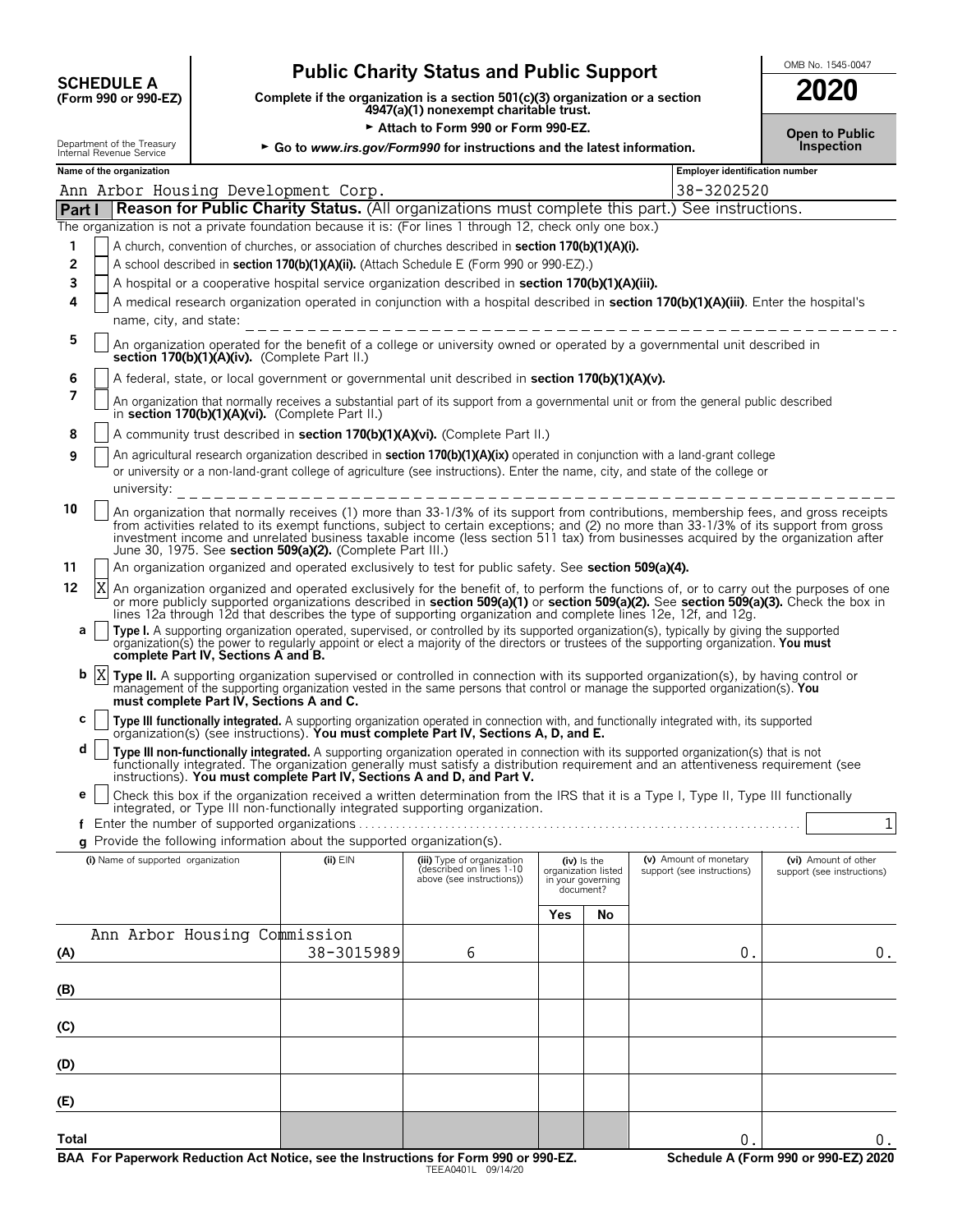**SCHEDULE A**
**(Form 990 or 990-EZ)**

Department of the Treasury
Internal Revenue Service

# Public Charity Status and Public Support

**Complete if the organization is a section 501(c)(3) organization or a section 4947(a)(1) nonexempt charitable trust.**
► **Attach to Form 990 or Form 990-EZ.**
► **Go to *www.irs.gov/Form990* for instructions and the latest information.**

OMB No. 1545-0047

**2020**

**Open to Public Inspection**

**Name of the organization:** Ann Arbor Housing Development Corp.
**Employer identification number:** 38-3202520

## Part I Reason for Public Charity Status. (All organizations must complete this part.) See instructions.

The organization is not a private foundation because it is: (For lines 1 through 12, check only one box.)

1. [ ] A church, convention of churches, or association of churches described in **section 170(b)(1)(A)(i).**
2. [ ] A school described in **section 170(b)(1)(A)(ii).** (Attach Schedule E (Form 990 or 990-EZ).)
3. [ ] A hospital or a cooperative hospital service organization described in **section 170(b)(1)(A)(iii).**
4. [ ] A medical research organization operated in conjunction with a hospital described in **section 170(b)(1)(A)(iii)**. Enter the hospital's name, city, and state:
5. [ ] An organization operated for the benefit of a college or university owned or operated by a governmental unit described in **section 170(b)(1)(A)(iv).** (Complete Part II.)
6. [ ] A federal, state, or local government or governmental unit described in **section 170(b)(1)(A)(v).**
7. [ ] An organization that normally receives a substantial part of its support from a governmental unit or from the general public described in **section 170(b)(1)(A)(vi).** (Complete Part II.)
8. [ ] A community trust described in **section 170(b)(1)(A)(vi).** (Complete Part II.)
9. [ ] An agricultural research organization described in **section 170(b)(1)(A)(ix)** operated in conjunction with a land-grant college or university or a non-land-grant college of agriculture (see instructions). Enter the name, city, and state of the college or university:
10. [ ] An organization that normally receives (1) more than 33-1/3% of its support from contributions, membership fees, and gross receipts from activities related to its exempt functions, subject to certain exceptions; and (2) no more than 33-1/3% of its support from gross investment income and unrelated business taxable income (less section 511 tax) from businesses acquired by the organization after June 30, 1975. See **section 509(a)(2).** (Complete Part III.)
11. [ ] An organization organized and operated exclusively to test for public safety. See **section 509(a)(4).**
12. [X] An organization organized and operated exclusively for the benefit of, to perform the functions of, or to carry out the purposes of one or more publicly supported organizations described in **section 509(a)(1)** or **section 509(a)(2).** See **section 509(a)(3).** Check the box in lines 12a through 12d that describes the type of supporting organization and complete lines 12e, 12f, and 12g.
   - **a** [ ] **Type I.** A supporting organization operated, supervised, or controlled by its supported organization(s), typically by giving the supported organization(s) the power to regularly appoint or elect a majority of the directors or trustees of the supporting organization. **You must complete Part IV, Sections A and B.**
   - **b** [X] **Type II.** A supporting organization supervised or controlled in connection with its supported organization(s), by having control or management of the supporting organization vested in the same persons that control or manage the supported organization(s). **You must complete Part IV, Sections A and C.**
   - **c** [ ] **Type III functionally integrated.** A supporting organization operated in connection with, and functionally integrated with, its supported organization(s) (see instructions). **You must complete Part IV, Sections A, D, and E.**
   - **d** [ ] **Type III non-functionally integrated.** A supporting organization operated in connection with its supported organization(s) that is not functionally integrated. The organization generally must satisfy a distribution requirement and an attentiveness requirement (see instructions). **You must complete Part IV, Sections A and D, and Part V.**
   - **e** [ ] Check this box if the organization received a written determination from the IRS that it is a Type I, Type II, Type III functionally integrated, or Type III non-functionally integrated supporting organization.
   - **f** Enter the number of supported organizations: 1
   - **g** Provide the following information about the supported organization(s).

| | (i) Name of supported organization | (ii) EIN | (iii) Type of organization (described on lines 1-10 above (see instructions)) | (iv) Is the organization listed in your governing document? Yes | No | (v) Amount of monetary support (see instructions) | (vi) Amount of other support (see instructions) |
|---|---|---|---|---|---|---|---|
| (A) | Ann Arbor Housing Commission | 38-3015989 | 6 | | | 0. | 0. |
| (B) | | | | | | | |
| (C) | | | | | | | |
| (D) | | | | | | | |
| (E) | | | | | | | |
| **Total** | | | | | | 0. | 0. |

**BAA For Paperwork Reduction Act Notice, see the Instructions for Form 990 or 990-EZ.** TEEA0401L 09/14/20 **Schedule A (Form 990 or 990-EZ) 2020**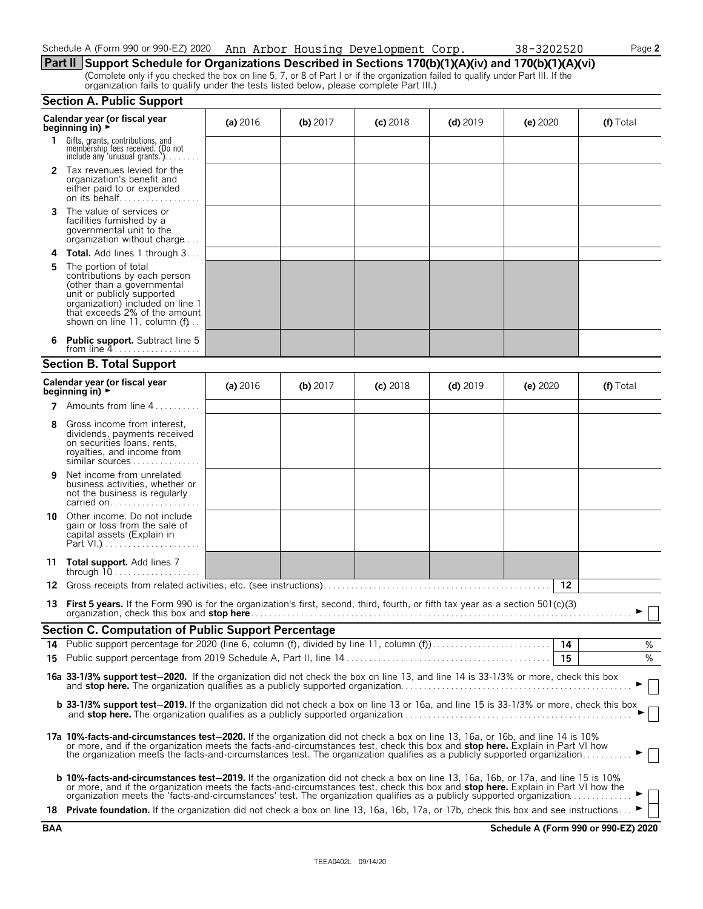Schedule A (Form 990 or 990-EZ) 2020 Ann Arbor Housing Development Corp. 38-3202520 Page **2**

## Part II Support Schedule for Organizations Described in Sections 170(b)(1)(A)(iv) and 170(b)(1)(A)(vi)

(Complete only if you checked the box on line 5, 7, or 8 of Part I or if the organization failed to qualify under Part III. If the organization fails to qualify under the tests listed below, please complete Part III.)

### Section A. Public Support

| Calendar year (or fiscal year beginning in) ► | (a) 2016 | (b) 2017 | (c) 2018 | (d) 2019 | (e) 2020 | (f) Total |
|---|---|---|---|---|---|---|
| **1** Gifts, grants, contributions, and membership fees received. (Do not include any 'unusual grants.') | | | | | | |
| **2** Tax revenues levied for the organization's benefit and either paid to or expended on its behalf | | | | | | |
| **3** The value of services or facilities furnished by a governmental unit to the organization without charge | | | | | | |
| **4** **Total.** Add lines 1 through 3 | | | | | | |
| **5** The portion of total contributions by each person (other than a governmental unit or publicly supported organization) included on line 1 that exceeds 2% of the amount shown on line 11, column (f) | | | | | | |
| **6** **Public support.** Subtract line 5 from line 4 | | | | | | |

### Section B. Total Support

| Calendar year (or fiscal year beginning in) ► | (a) 2016 | (b) 2017 | (c) 2018 | (d) 2019 | (e) 2020 | (f) Total |
|---|---|---|---|---|---|---|
| **7** Amounts from line 4 | | | | | | |
| **8** Gross income from interest, dividends, payments received on securities loans, rents, royalties, and income from similar sources | | | | | | |
| **9** Net income from unrelated business activities, whether or not the business is regularly carried on | | | | | | |
| **10** Other income. Do not include gain or loss from the sale of capital assets (Explain in Part VI.) | | | | | | |
| **11** **Total support.** Add lines 7 through 10 | | | | | | |

**12** Gross receipts from related activities, etc. (see instructions) **12**

**13** **First 5 years.** If the Form 990 is for the organization's first, second, third, fourth, or fifth tax year as a section 501(c)(3) organization, check this box and **stop here** ► ☐

### Section C. Computation of Public Support Percentage

**14** Public support percentage for 2020 (line 6, column (f), divided by line 11, column (f)) **14** %

**15** Public support percentage from 2019 Schedule A, Part II, line 14 **15** %

**16a** **33-1/3% support test–2020.** If the organization did not check the box on line 13, and line 14 is 33-1/3% or more, check this box and **stop here.** The organization qualifies as a publicly supported organization ► ☐

**b** **33-1/3% support test–2019.** If the organization did not check a box on line 13 or 16a, and line 15 is 33-1/3% or more, check this box and **stop here.** The organization qualifies as a publicly supported organization ► ☐

**17a** **10%-facts-and-circumstances test–2020.** If the organization did not check a box on line 13, 16a, or 16b, and line 14 is 10% or more, and if the organization meets the facts-and-circumstances test, check this box and **stop here.** Explain in Part VI how the organization meets the facts-and-circumstances test. The organization qualifies as a publicly supported organization ► ☐

**b** **10%-facts-and-circumstances test–2019.** If the organization did not check a box on line 13, 16a, 16b, or 17a, and line 15 is 10% or more, and if the organization meets the facts-and-circumstances test, check this box and **stop here.** Explain in Part VI how the organization meets the 'facts-and-circumstances' test. The organization qualifies as a publicly supported organization ► ☐

**18** **Private foundation.** If the organization did not check a box on line 13, 16a, 16b, 17a, or 17b, check this box and see instructions ► ☐

**BAA** **Schedule A (Form 990 or 990-EZ) 2020**

TEEA0402L 09/14/20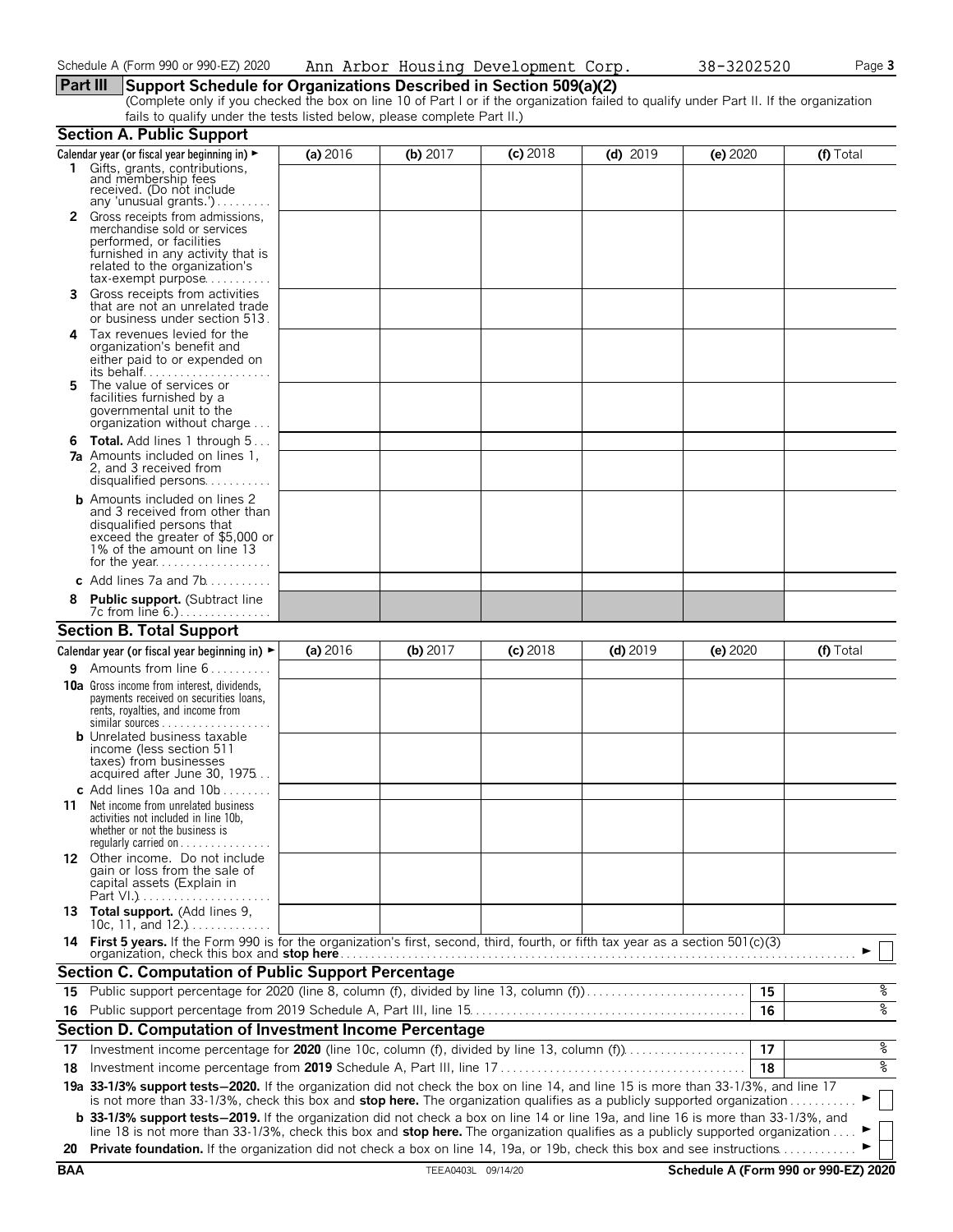Schedule A (Form 990 or 990-EZ) 2020 Ann Arbor Housing Development Corp. 38-3202520

## Part III Support Schedule for Organizations Described in Section 509(a)(2)

(Complete only if you checked the box on line 10 of Part I or if the organization failed to qualify under Part II. If the organization fails to qualify under the tests listed below, please complete Part II.)

### Section A. Public Support

| Calendar year (or fiscal year beginning in) ► | (a) 2016 | (b) 2017 | (c) 2018 | (d) 2019 | (e) 2020 | (f) Total |
|---|---|---|---|---|---|---|
| **1** Gifts, grants, contributions, and membership fees received. (Do not include any 'unusual grants.') | | | | | | |
| **2** Gross receipts from admissions, merchandise sold or services performed, or facilities furnished in any activity that is related to the organization's tax-exempt purpose | | | | | | |
| **3** Gross receipts from activities that are not an unrelated trade or business under section 513 | | | | | | |
| **4** Tax revenues levied for the organization's benefit and either paid to or expended on its behalf | | | | | | |
| **5** The value of services or facilities furnished by a governmental unit to the organization without charge | | | | | | |
| **6 Total.** Add lines 1 through 5 | | | | | | |
| **7a** Amounts included on lines 1, 2, and 3 received from disqualified persons | | | | | | |
| **b** Amounts included on lines 2 and 3 received from other than disqualified persons that exceed the greater of $5,000 or 1% of the amount on line 13 for the year | | | | | | |
| **c** Add lines 7a and 7b | | | | | | |
| **8 Public support.** (Subtract line 7c from line 6.) | | | | | | |

### Section B. Total Support

| Calendar year (or fiscal year beginning in) ► | (a) 2016 | (b) 2017 | (c) 2018 | (d) 2019 | (e) 2020 | (f) Total |
|---|---|---|---|---|---|---|
| **9** Amounts from line 6 | | | | | | |
| **10a** Gross income from interest, dividends, payments received on securities loans, rents, royalties, and income from similar sources | | | | | | |
| **b** Unrelated business taxable income (less section 511 taxes) from businesses acquired after June 30, 1975 | | | | | | |
| **c** Add lines 10a and 10b | | | | | | |
| **11** Net income from unrelated business activities not included in line 10b, whether or not the business is regularly carried on | | | | | | |
| **12** Other income. Do not include gain or loss from the sale of capital assets (Explain in Part VI.) | | | | | | |
| **13 Total support.** (Add lines 9, 10c, 11, and 12.) | | | | | | |

**14 First 5 years.** If the Form 990 is for the organization's first, second, third, fourth, or fifth tax year as a section 501(c)(3) organization, check this box and **stop here** ► ☐

### Section C. Computation of Public Support Percentage

| | | | |
|---|---|---|---|
| **15** | Public support percentage for 2020 (line 8, column (f), divided by line 13, column (f)) | 15 | % |
| **16** | Public support percentage from 2019 Schedule A, Part III, line 15 | 16 | % |

### Section D. Computation of Investment Income Percentage

| | | | |
|---|---|---|---|
| **17** | Investment income percentage for **2020** (line 10c, column (f), divided by line 13, column (f)) | 17 | % |
| **18** | Investment income percentage from **2019** Schedule A, Part III, line 17 | 18 | % |

**19a 33-1/3% support tests—2020.** If the organization did not check the box on line 14, and line 15 is more than 33-1/3%, and line 17 is not more than 33-1/3%, check this box and **stop here.** The organization qualifies as a publicly supported organization ► ☐

**b 33-1/3% support tests—2019.** If the organization did not check a box on line 14 or line 19a, and line 16 is more than 33-1/3%, and line 18 is not more than 33-1/3%, check this box and **stop here.** The organization qualifies as a publicly supported organization ► ☐

**20 Private foundation.** If the organization did not check a box on line 14, 19a, or 19b, check this box and see instructions ► ☐

BAA TEEA0403L 09/14/20 Schedule A (Form 990 or 990-EZ) 2020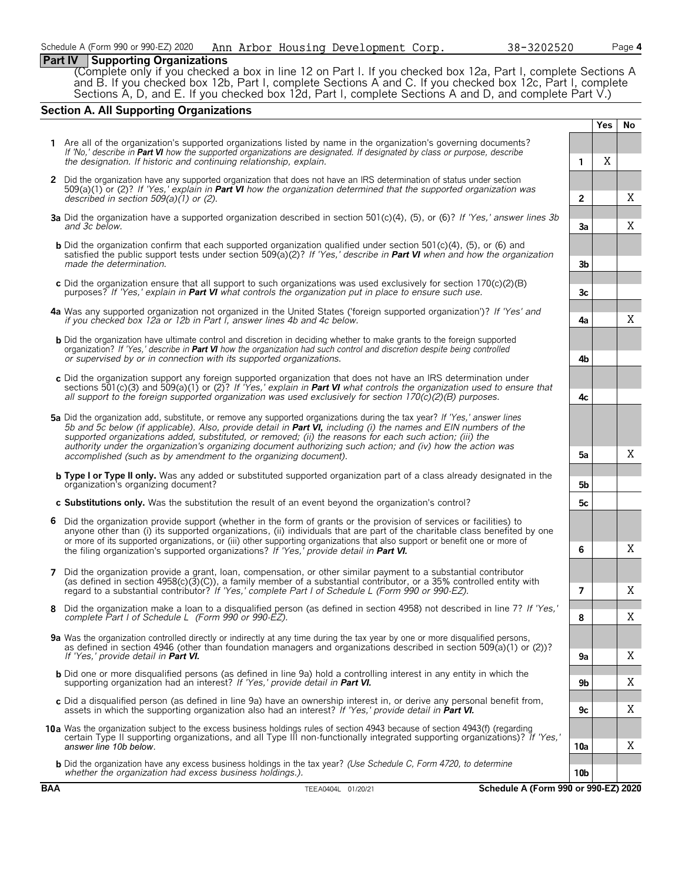Schedule A (Form 990 or 990-EZ) 2020 Ann Arbor Housing Development Corp. 38-3202520 Page **4**

## Part IV Supporting Organizations

(Complete only if you checked a box in line 12 on Part I. If you checked box 12a, Part I, complete Sections A and B. If you checked box 12b, Part I, complete Sections A and C. If you checked box 12c, Part I, complete Sections A, D, and E. If you checked box 12d, Part I, complete Sections A and D, and complete Part V.)

### Section A. All Supporting Organizations

| | | | Yes | No |
|---|---|---|---|---|
| **1** | Are all of the organization's supported organizations listed by name in the organization's governing documents? *If 'No,' describe in **Part VI** how the supported organizations are designated. If designated by class or purpose, describe the designation. If historic and continuing relationship, explain.* | **1** | X | |
| **2** | Did the organization have any supported organization that does not have an IRS determination of status under section 509(a)(1) or (2)? *If 'Yes,' explain in **Part VI** how the organization determined that the supported organization was described in section 509(a)(1) or (2).* | **2** | | X |
| **3a** | Did the organization have a supported organization described in section 501(c)(4), (5), or (6)? *If 'Yes,' answer lines 3b and 3c below.* | **3a** | | X |
| **b** | Did the organization confirm that each supported organization qualified under section 501(c)(4), (5), or (6) and satisfied the public support tests under section 509(a)(2)? *If 'Yes,' describe in **Part VI** when and how the organization made the determination.* | **3b** | | |
| **c** | Did the organization ensure that all support to such organizations was used exclusively for section 170(c)(2)(B) purposes? *If 'Yes,' explain in **Part VI** what controls the organization put in place to ensure such use.* | **3c** | | |
| **4a** | Was any supported organization not organized in the United States ('foreign supported organization')? *If 'Yes' and if you checked box 12a or 12b in Part I, answer lines 4b and 4c below.* | **4a** | | X |
| **b** | Did the organization have ultimate control and discretion in deciding whether to make grants to the foreign supported organization? *If 'Yes,' describe in **Part VI** how the organization had such control and discretion despite being controlled or supervised by or in connection with its supported organizations.* | **4b** | | |
| **c** | Did the organization support any foreign supported organization that does not have an IRS determination under sections 501(c)(3) and 509(a)(1) or (2)? *If 'Yes,' explain in **Part VI** what controls the organization used to ensure that all support to the foreign supported organization was used exclusively for section 170(c)(2)(B) purposes.* | **4c** | | |
| **5a** | Did the organization add, substitute, or remove any supported organizations during the tax year? *If 'Yes,' answer lines 5b and 5c below (if applicable). Also, provide detail in **Part VI,** including (i) the names and EIN numbers of the supported organizations added, substituted, or removed; (ii) the reasons for each such action; (iii) the authority under the organization's organizing document authorizing such action; and (iv) how the action was accomplished (such as by amendment to the organizing document).* | **5a** | | X |
| **b** | **Type I or Type II only.** Was any added or substituted supported organization part of a class already designated in the organization's organizing document? | **5b** | | |
| **c** | **Substitutions only.** Was the substitution the result of an event beyond the organization's control? | **5c** | | |
| **6** | Did the organization provide support (whether in the form of grants or the provision of services or facilities) to anyone other than (i) its supported organizations, (ii) individuals that are part of the charitable class benefited by one or more of its supported organizations, or (iii) other supporting organizations that also support or benefit one or more of the filing organization's supported organizations? *If 'Yes,' provide detail in **Part VI.*** | **6** | | X |
| **7** | Did the organization provide a grant, loan, compensation, or other similar payment to a substantial contributor (as defined in section 4958(c)(3)(C)), a family member of a substantial contributor, or a 35% controlled entity with regard to a substantial contributor? *If 'Yes,' complete Part I of Schedule L (Form 990 or 990-EZ).* | **7** | | X |
| **8** | Did the organization make a loan to a disqualified person (as defined in section 4958) not described in line 7? *If 'Yes,' complete Part I of Schedule L (Form 990 or 990-EZ).* | **8** | | X |
| **9a** | Was the organization controlled directly or indirectly at any time during the tax year by one or more disqualified persons, as defined in section 4946 (other than foundation managers and organizations described in section 509(a)(1) or (2))? *If 'Yes,' provide detail in **Part VI.*** | **9a** | | X |
| **b** | Did one or more disqualified persons (as defined in line 9a) hold a controlling interest in any entity in which the supporting organization had an interest? *If 'Yes,' provide detail in **Part VI.*** | **9b** | | X |
| **c** | Did a disqualified person (as defined in line 9a) have an ownership interest in, or derive any personal benefit from, assets in which the supporting organization also had an interest? *If 'Yes,' provide detail in **Part VI.*** | **9c** | | X |
| **10a** | Was the organization subject to the excess business holdings rules of section 4943 because of section 4943(f) (regarding certain Type II supporting organizations, and all Type III non-functionally integrated supporting organizations)? *If 'Yes,' answer line 10b below.* | **10a** | | X |
| **b** | Did the organization have any excess business holdings in the tax year? *(Use Schedule C, Form 4720, to determine whether the organization had excess business holdings.).* | **10b** | | |

**BAA** TEEA0404L 01/20/21 **Schedule A (Form 990 or 990-EZ) 2020**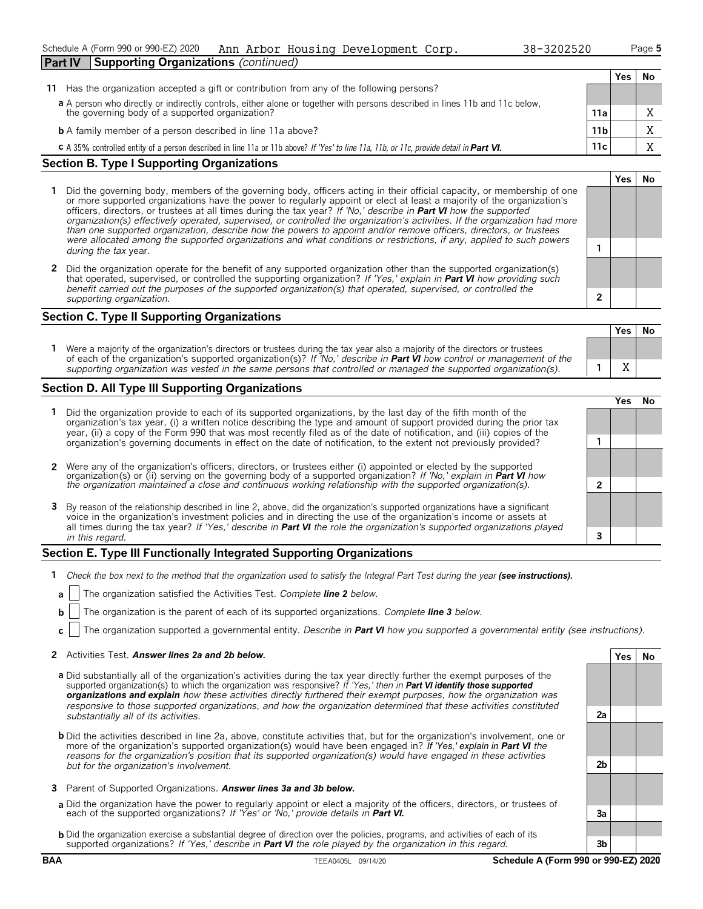Schedule A (Form 990 or 990-EZ) 2020 Ann Arbor Housing Development Corp. 38-3202520

## Part IV Supporting Organizations *(continued)*

| | | | Yes | No |
|---|---|---|---|---|
| **11** | Has the organization accepted a gift or contribution from any of the following persons? | | | |
| **a** | A person who directly or indirectly controls, either alone or together with persons described in lines 11b and 11c below, the governing body of a supported organization? | **11a** | | X |
| **b** | A family member of a person described in line 11a above? | **11b** | | X |
| **c** | A 35% controlled entity of a person described in line 11a or 11b above? *If 'Yes' to line 11a, 11b, or 11c, provide detail in* ***Part VI.*** | **11c** | | X |

### Section B. Type I Supporting Organizations

| | | | Yes | No |
|---|---|---|---|---|
| **1** | Did the governing body, members of the governing body, officers acting in their official capacity, or membership of one or more supported organizations have the power to regularly appoint or elect at least a majority of the organization's officers, directors, or trustees at all times during the tax year? *If 'No,' describe in* ***Part VI*** *how the supported organization(s) effectively operated, supervised, or controlled the organization's activities. If the organization had more than one supported organization, describe how the powers to appoint and/or remove officers, directors, or trustees were allocated among the supported organizations and what conditions or restrictions, if any, applied to such powers during the tax* year. | **1** | | |
| **2** | Did the organization operate for the benefit of any supported organization other than the supported organization(s) that operated, supervised, or controlled the supporting organization? *If 'Yes,' explain in* ***Part VI*** *how providing such benefit carried out the purposes of the supported organization(s) that operated, supervised, or controlled the supporting organization.* | **2** | | |

### Section C. Type II Supporting Organizations

| | | | Yes | No |
|---|---|---|---|---|
| **1** | Were a majority of the organization's directors or trustees during the tax year also a majority of the directors or trustees of each of the organization's supported organization(s)? *If 'No,' describe in* ***Part VI*** *how control or management of the supporting organization was vested in the same persons that controlled or managed the supported organization(s).* | **1** | X | |

### Section D. All Type III Supporting Organizations

| | | | Yes | No |
|---|---|---|---|---|
| **1** | Did the organization provide to each of its supported organizations, by the last day of the fifth month of the organization's tax year, (i) a written notice describing the type and amount of support provided during the prior tax year, (ii) a copy of the Form 990 that was most recently filed as of the date of notification, and (iii) copies of the organization's governing documents in effect on the date of notification, to the extent not previously provided? | **1** | | |
| **2** | Were any of the organization's officers, directors, or trustees either (i) appointed or elected by the supported organization(s) or (ii) serving on the governing body of a supported organization? *If 'No,' explain in* ***Part VI*** *how the organization maintained a close and continuous working relationship with the supported organization(s).* | **2** | | |
| **3** | By reason of the relationship described in line 2, above, did the organization's supported organizations have a significant voice in the organization's investment policies and in directing the use of the organization's income or assets at all times during the tax year? *If 'Yes,' describe in* ***Part VI*** *the role the organization's supported organizations played in this regard.* | **3** | | |

### Section E. Type III Functionally Integrated Supporting Organizations

**1** *Check the box next to the method that the organization used to satisfy the Integral Part Test during the year* ***(see instructions).***

**a** ☐ The organization satisfied the Activities Test. *Complete* ***line 2*** *below.*

**b** ☐ The organization is the parent of each of its supported organizations. *Complete* ***line 3*** *below.*

**c** ☐ The organization supported a governmental entity. *Describe in* ***Part VI*** *how you supported a governmental entity (see instructions).*

| | | | Yes | No |
|---|---|---|---|---|
| **2** | Activities Test. ***Answer lines 2a and 2b below.*** | | | |
| **a** | Did substantially all of the organization's activities during the tax year directly further the exempt purposes of the supported organization(s) to which the organization was responsive? *If 'Yes,' then in* ***Part VI identify those supported organizations and explain*** *how these activities directly furthered their exempt purposes, how the organization was responsive to those supported organizations, and how the organization determined that these activities constituted substantially all of its activities.* | **2a** | | |
| **b** | Did the activities described in line 2a, above, constitute activities that, but for the organization's involvement, one or more of the organization's supported organization(s) would have been engaged in? *If 'Yes,' explain in* ***Part VI*** *the reasons for the organization's position that its supported organization(s) would have engaged in these activities but for the organization's involvement.* | **2b** | | |
| **3** | Parent of Supported Organizations. ***Answer lines 3a and 3b below.*** | | | |
| **a** | Did the organization have the power to regularly appoint or elect a majority of the officers, directors, or trustees of each of the supported organizations? *If 'Yes' or 'No,' provide details in* ***Part VI.*** | **3a** | | |
| **b** | Did the organization exercise a substantial degree of direction over the policies, programs, and activities of each of its supported organizations? *If 'Yes,' describe in* ***Part VI*** *the role played by the organization in this regard.* | **3b** | | |

BAA TEEA0405L 09/14/20 **Schedule A (Form 990 or 990-EZ) 2020**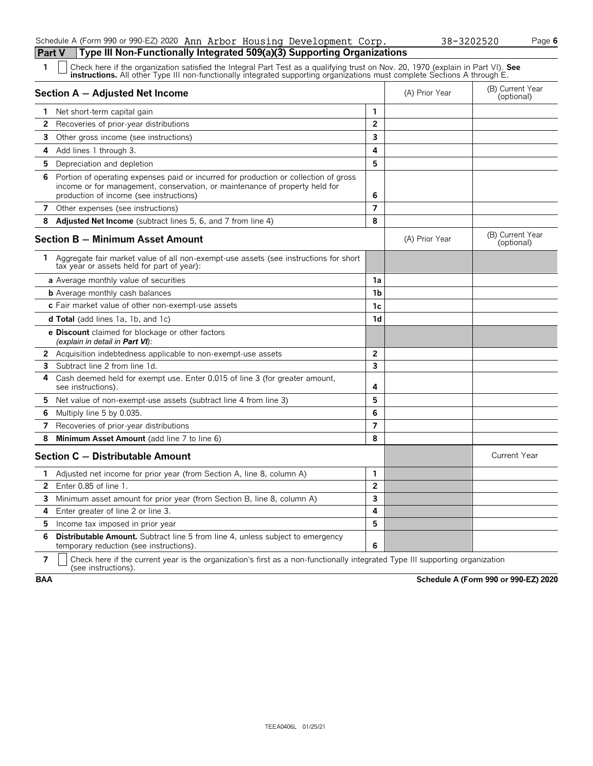Schedule A (Form 990 or 990-EZ) 2020 Ann Arbor Housing Development Corp. 38-3202520 Page 6

## Part V Type III Non-Functionally Integrated 509(a)(3) Supporting Organizations

**1** ☐ Check here if the organization satisfied the Integral Part Test as a qualifying trust on Nov. 20, 1970 (explain in Part VI). **See instructions.** All other Type III non-functionally integrated supporting organizations must complete Sections A through E.

| **Section A — Adjusted Net Income** | | (A) Prior Year | (B) Current Year (optional) |
|---|---|---|---|
| **1** Net short-term capital gain | 1 | | |
| **2** Recoveries of prior-year distributions | 2 | | |
| **3** Other gross income (see instructions) | 3 | | |
| **4** Add lines 1 through 3. | 4 | | |
| **5** Depreciation and depletion | 5 | | |
| **6** Portion of operating expenses paid or incurred for production or collection of gross income or for management, conservation, or maintenance of property held for production of income (see instructions) | 6 | | |
| **7** Other expenses (see instructions) | 7 | | |
| **8** **Adjusted Net Income** (subtract lines 5, 6, and 7 from line 4) | 8 | | |

| **Section B — Minimum Asset Amount** | | (A) Prior Year | (B) Current Year (optional) |
|---|---|---|---|
| **1** Aggregate fair market value of all non-exempt-use assets (see instructions for short tax year or assets held for part of year): | | | |
| **a** Average monthly value of securities | 1a | | |
| **b** Average monthly cash balances | 1b | | |
| **c** Fair market value of other non-exempt-use assets | 1c | | |
| **d Total** (add lines 1a, 1b, and 1c) | 1d | | |
| **e Discount** claimed for blockage or other factors *(explain in detail in **Part VI**)*: | | | |
| **2** Acquisition indebtedness applicable to non-exempt-use assets | 2 | | |
| **3** Subtract line 2 from line 1d. | 3 | | |
| **4** Cash deemed held for exempt use. Enter 0.015 of line 3 (for greater amount, see instructions). | 4 | | |
| **5** Net value of non-exempt-use assets (subtract line 4 from line 3) | 5 | | |
| **6** Multiply line 5 by 0.035. | 6 | | |
| **7** Recoveries of prior-year distributions | 7 | | |
| **8** **Minimum Asset Amount** (add line 7 to line 6) | 8 | | |

| **Section C — Distributable Amount** | | | Current Year |
|---|---|---|---|
| **1** Adjusted net income for prior year (from Section A, line 8, column A) | 1 | | |
| **2** Enter 0.85 of line 1. | 2 | | |
| **3** Minimum asset amount for prior year (from Section B, line 8, column A) | 3 | | |
| **4** Enter greater of line 2 or line 3. | 4 | | |
| **5** Income tax imposed in prior year | 5 | | |
| **6** **Distributable Amount.** Subtract line 5 from line 4, unless subject to emergency temporary reduction (see instructions). | 6 | | |

**7** ☐ Check here if the current year is the organization's first as a non-functionally integrated Type III supporting organization (see instructions).

**BAA** **Schedule A (Form 990 or 990-EZ) 2020**

TEEA0406L 01/25/21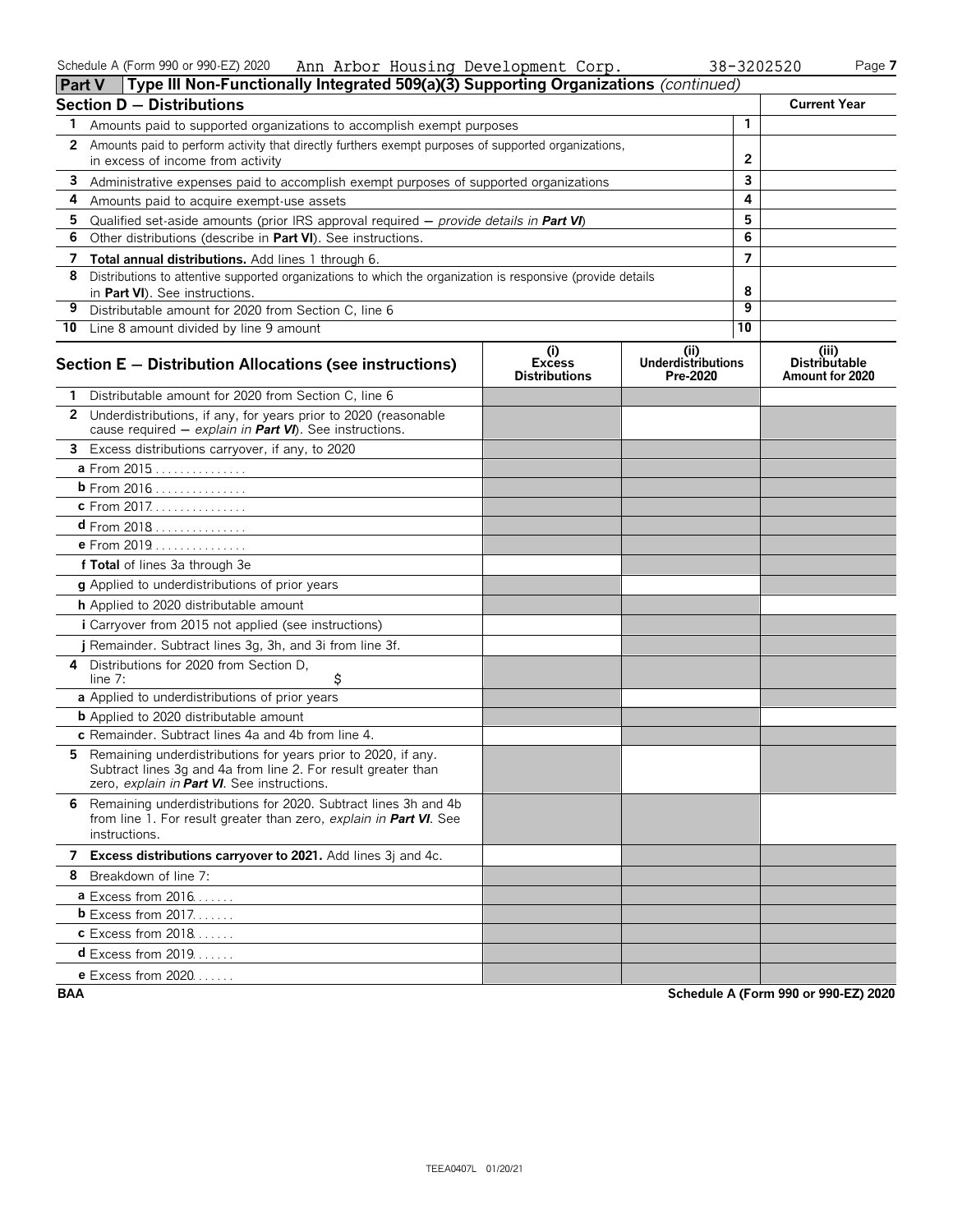Schedule A (Form 990 or 990-EZ) 2020 Ann Arbor Housing Development Corp. 38-3202520

**Part V** Type III Non-Functionally Integrated 509(a)(3) Supporting Organizations *(continued)*

| **Section D — Distributions** | | **Current Year** |
|---|---|---|
| **1** Amounts paid to supported organizations to accomplish exempt purposes | 1 | |
| **2** Amounts paid to perform activity that directly furthers exempt purposes of supported organizations, in excess of income from activity | 2 | |
| **3** Administrative expenses paid to accomplish exempt purposes of supported organizations | 3 | |
| **4** Amounts paid to acquire exempt-use assets | 4 | |
| **5** Qualified set-aside amounts (prior IRS approval required — *provide details in* ***Part VI***) | 5 | |
| **6** Other distributions (describe in **Part VI**). See instructions. | 6 | |
| **7** **Total annual distributions.** Add lines 1 through 6. | 7 | |
| **8** Distributions to attentive supported organizations to which the organization is responsive (provide details in **Part VI**). See instructions. | 8 | |
| **9** Distributable amount for 2020 from Section C, line 6 | 9 | |
| **10** Line 8 amount divided by line 9 amount | 10 | |

| **Section E — Distribution Allocations (see instructions)** | **(i) Excess Distributions** | **(ii) Underdistributions Pre-2020** | **(iii) Distributable Amount for 2020** |
|---|---|---|---|
| **1** Distributable amount for 2020 from Section C, line 6 | | | |
| **2** Underdistributions, if any, for years prior to 2020 (reasonable cause required — *explain in* ***Part VI***). See instructions. | | | |
| **3** Excess distributions carryover, if any, to 2020 | | | |
| **a** From 2015 | | | |
| **b** From 2016 | | | |
| **c** From 2017 | | | |
| **d** From 2018 | | | |
| **e** From 2019 | | | |
| **f Total** of lines 3a through 3e | | | |
| **g** Applied to underdistributions of prior years | | | |
| **h** Applied to 2020 distributable amount | | | |
| **i** Carryover from 2015 not applied (see instructions) | | | |
| **j** Remainder. Subtract lines 3g, 3h, and 3i from line 3f. | | | |
| **4** Distributions for 2020 from Section D, line 7: $ | | | |
| **a** Applied to underdistributions of prior years | | | |
| **b** Applied to 2020 distributable amount | | | |
| **c** Remainder. Subtract lines 4a and 4b from line 4. | | | |
| **5** Remaining underdistributions for years prior to 2020, if any. Subtract lines 3g and 4a from line 2. For result greater than zero, *explain in* ***Part VI***. See instructions. | | | |
| **6** Remaining underdistributions for 2020. Subtract lines 3h and 4b from line 1. For result greater than zero, *explain in* ***Part VI***. See instructions. | | | |
| **7** **Excess distributions carryover to 2021.** Add lines 3j and 4c. | | | |
| **8** Breakdown of line 7: | | | |
| **a** Excess from 2016 | | | |
| **b** Excess from 2017 | | | |
| **c** Excess from 2018 | | | |
| **d** Excess from 2019 | | | |
| **e** Excess from 2020 | | | |

**BAA** **Schedule A (Form 990 or 990-EZ) 2020**

TEEA0407L 01/20/21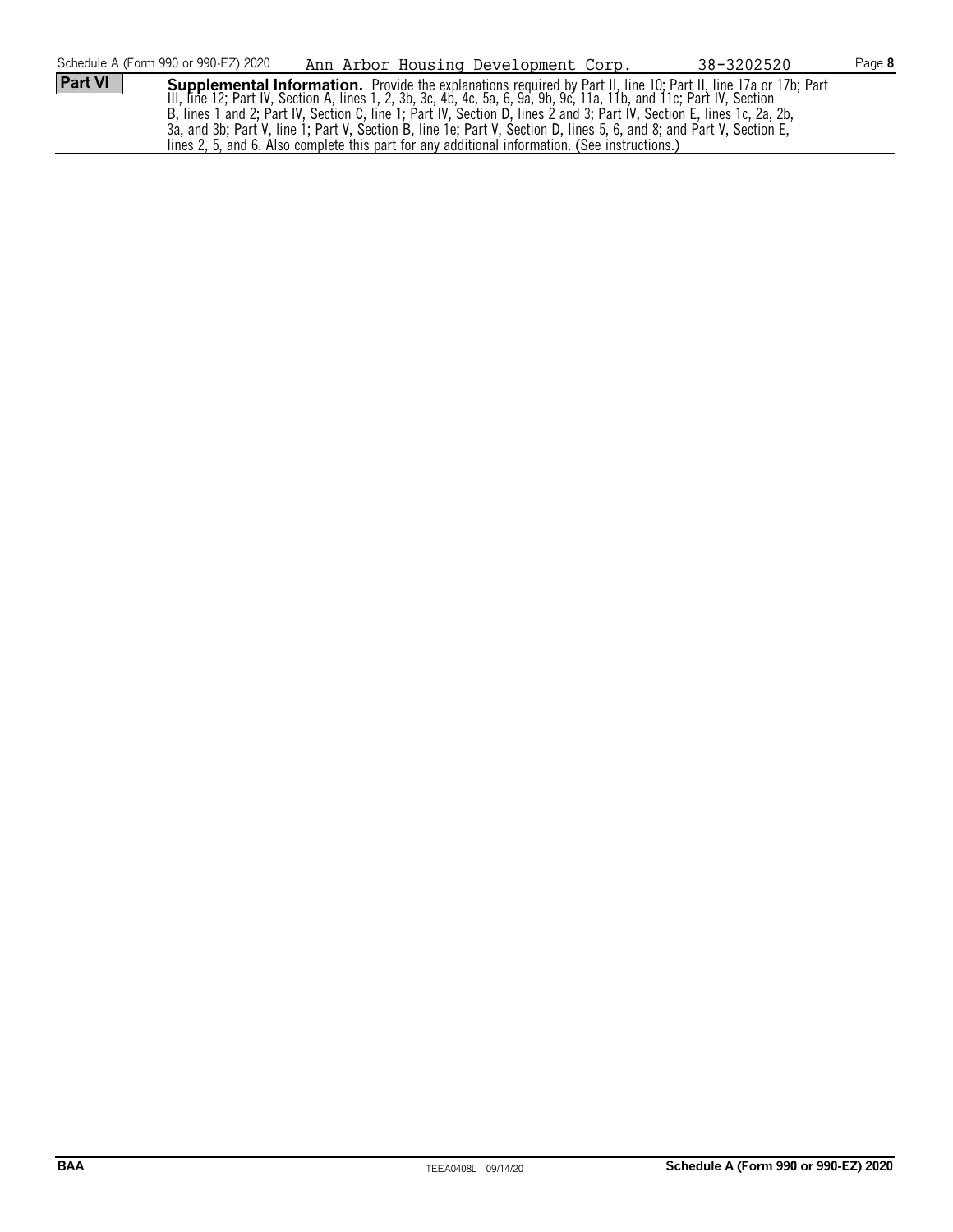Schedule A (Form 990 or 990-EZ) 2020 | Ann Arbor Housing Development Corp. | 38-3202520 | Page **8**

**Part VI** **Supplemental Information.** Provide the explanations required by Part II, line 10; Part II, line 17a or 17b; Part III, line 12; Part IV, Section A, lines 1, 2, 3b, 3c, 4b, 4c, 5a, 6, 9a, 9b, 9c, 11a, 11b, and 11c; Part IV, Section B, lines 1 and 2; Part IV, Section C, line 1; Part IV, Section D, lines 2 and 3; Part IV, Section E, lines 1c, 2a, 2b, 3a, and 3b; Part V, line 1; Part V, Section B, line 1e; Part V, Section D, lines 5, 6, and 8; and Part V, Section E, lines 2, 5, and 6. Also complete this part for any additional information. (See instructions.)

BAA | TEEA0408L 09/14/20 | **Schedule A (Form 990 or 990-EZ) 2020**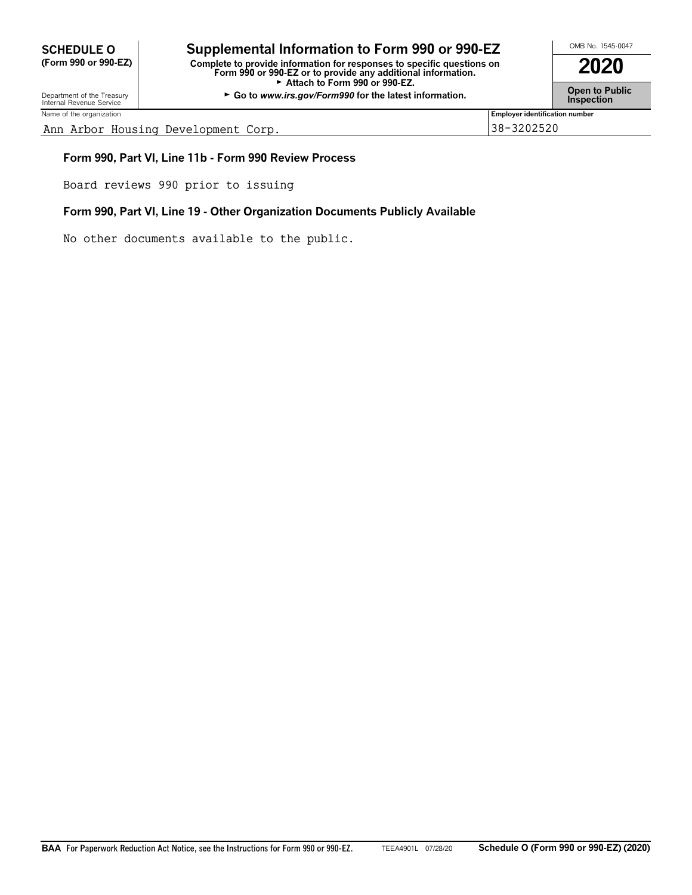**SCHEDULE O (Form 990 or 990-EZ)**

Department of the Treasury
Internal Revenue Service

# Supplemental Information to Form 990 or 990-EZ

**Complete to provide information for responses to specific questions on Form 990 or 990-EZ or to provide any additional information.**
**► Attach to Form 990 or 990-EZ.**
**► Go to *www.irs.gov/Form990* for the latest information.**

OMB No. 1545-0047

**2020**

**Open to Public Inspection**

| Name of the organization | Employer identification number |
|---|---|
| Ann Arbor Housing Development Corp. | 38-3202520 |

**Form 990, Part VI, Line 11b - Form 990 Review Process**

Board reviews 990 prior to issuing

**Form 990, Part VI, Line 19 - Other Organization Documents Publicly Available**

No other documents available to the public.

**BAA** For Paperwork Reduction Act Notice, see the Instructions for Form 990 or 990-EZ. TEEA4901L 07/28/20 **Schedule O (Form 990 or 990-EZ) (2020)**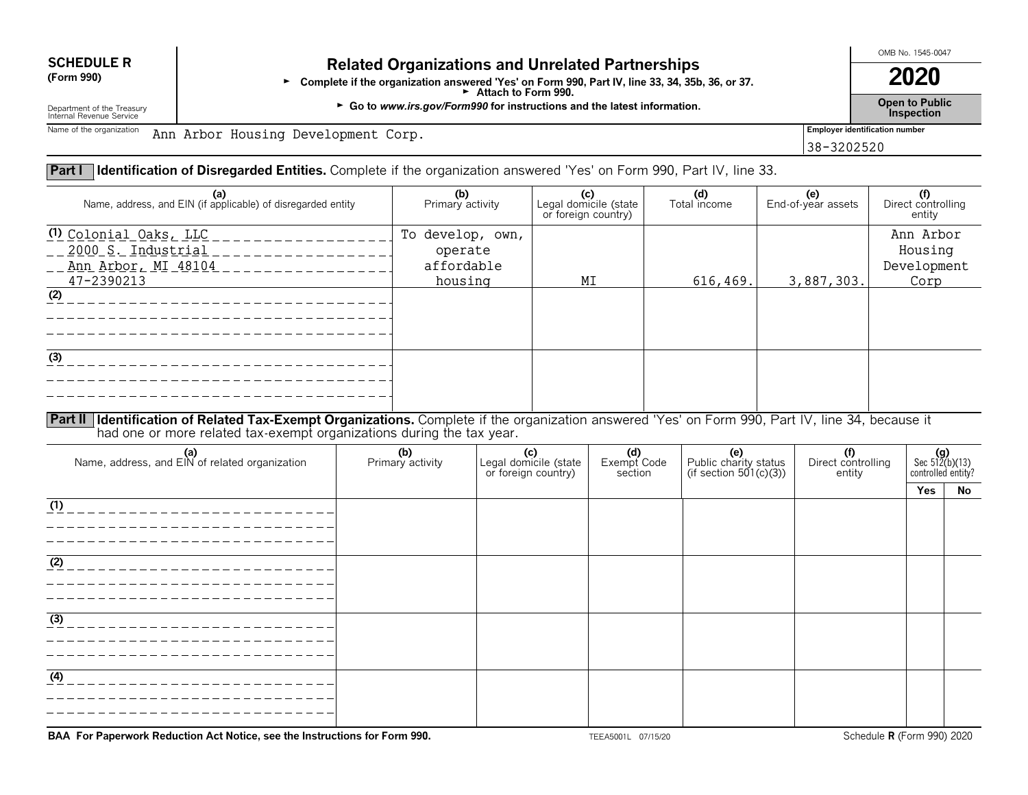**SCHEDULE R** (Form 990)

Department of the Treasury Internal Revenue Service

# Related Organizations and Unrelated Partnerships

► Complete if the organization answered 'Yes' on Form 990, Part IV, line 33, 34, 35b, 36, or 37.
► Attach to Form 990.
► Go to *www.irs.gov/Form990* for instructions and the latest information.

OMB No. 1545-0047

**2020**

**Open to Public Inspection**

Name of the organization: Ann Arbor Housing Development Corp.

Employer identification number: 38-3202520

## Part I Identification of Disregarded Entities. Complete if the organization answered 'Yes' on Form 990, Part IV, line 33.

| (a) Name, address, and EIN (if applicable) of disregarded entity | (b) Primary activity | (c) Legal domicile (state or foreign country) | (d) Total income | (e) End-of-year assets | (f) Direct controlling entity |
|---|---|---|---|---|---|
| (1) Colonial Oaks, LLC<br>2000 S. Industrial<br>Ann Arbor, MI 48104<br>47-2390213 | To develop, own, operate affordable housing | MI | 616,469. | 3,887,303. | Ann Arbor Housing Development Corp |
| (2) | | | | | |
| (3) | | | | | |

## Part II Identification of Related Tax-Exempt Organizations. Complete if the organization answered 'Yes' on Form 990, Part IV, line 34, because it had one or more related tax-exempt organizations during the tax year.

| (a) Name, address, and EIN of related organization | (b) Primary activity | (c) Legal domicile (state or foreign country) | (d) Exempt Code section | (e) Public charity status (if section 501(c)(3)) | (f) Direct controlling entity | (g) Sec 512(b)(13) controlled entity? Yes | No |
|---|---|---|---|---|---|---|---|
| (1) | | | | | | | |
| (2) | | | | | | | |
| (3) | | | | | | | |
| (4) | | | | | | | |

**BAA For Paperwork Reduction Act Notice, see the Instructions for Form 990.** TEEA5001L 07/15/20 Schedule **R** (Form 990) 2020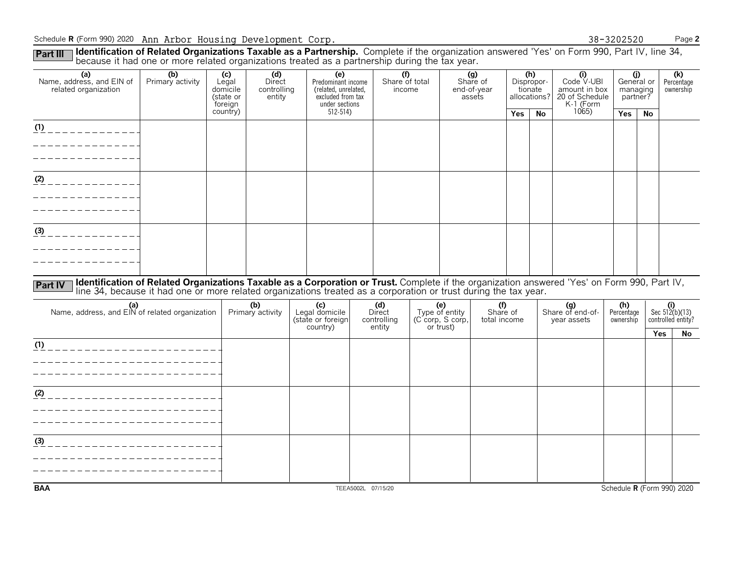Schedule R (Form 990) 2020 Ann Arbor Housing Development Corp. 38-3202520 Page 2

**Part III** **Identification of Related Organizations Taxable as a Partnership.** Complete if the organization answered 'Yes' on Form 990, Part IV, line 34, because it had one or more related organizations treated as a partnership during the tax year.

| (a) Name, address, and EIN of related organization | (b) Primary activity | (c) Legal domicile (state or foreign country) | (d) Direct controlling entity | (e) Predominant income (related, unrelated, excluded from tax under sections 512-514) | (f) Share of total income | (g) Share of end-of-year assets | (h) Disproportionate allocations? | | (i) Code V-UBI amount in box 20 of Schedule K-1 (Form 1065) | (j) General or managing partner? | | (k) Percentage ownership |
|---|---|---|---|---|---|---|---|---|---|---|---|---|
| | | | | | | | Yes | No | | Yes | No | |
| (1) | | | | | | | | | | | | |
| (2) | | | | | | | | | | | | |
| (3) | | | | | | | | | | | | |

**Part IV** **Identification of Related Organizations Taxable as a Corporation or Trust.** Complete if the organization answered 'Yes' on Form 990, Part IV, line 34, because it had one or more related organizations treated as a corporation or trust during the tax year.

| (a) Name, address, and EIN of related organization | (b) Primary activity | (c) Legal domicile (state or foreign country) | (d) Direct controlling entity | (e) Type of entity (C corp, S corp, or trust) | (f) Share of total income | (g) Share of end-of-year assets | (h) Percentage ownership | (i) Sec 512(b)(13) controlled entity? | |
|---|---|---|---|---|---|---|---|---|---|
| | | | | | | | | Yes | No |
| (1) | | | | | | | | | |
| (2) | | | | | | | | | |
| (3) | | | | | | | | | |

BAA TEEA5002L 07/15/20 Schedule R (Form 990) 2020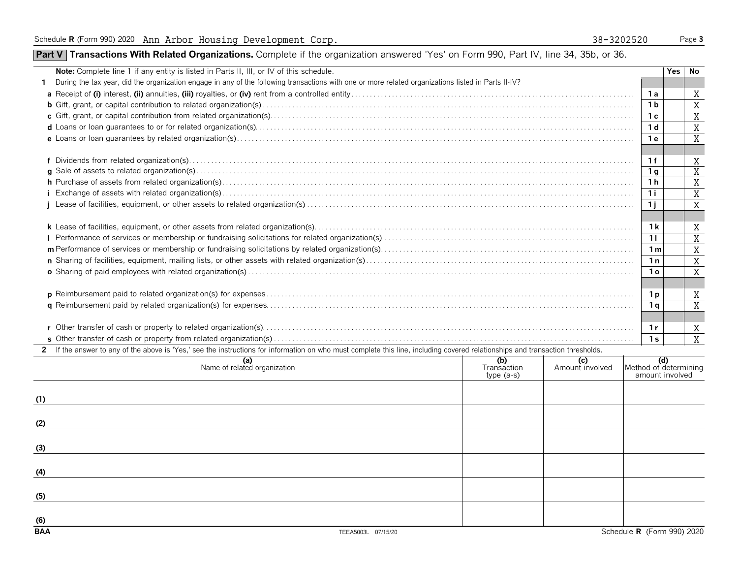Schedule R (Form 990) 2020 Ann Arbor Housing Development Corp. 38-3202520

## Part V Transactions With Related Organizations. Complete if the organization answered 'Yes' on Form 990, Part IV, line 34, 35b, or 36.

| **Note:** Complete line 1 if any entity is listed in Parts II, III, or IV of this schedule. | | Yes | No |
|---|---|---|---|
| **1** During the tax year, did the organization engage in any of the following transactions with one or more related organizations listed in Parts II-IV? | | | |
| **a** Receipt of **(i)** interest, **(ii)** annuities, **(iii)** royalties, or **(iv)** rent from a controlled entity | 1a | | X |
| **b** Gift, grant, or capital contribution to related organization(s) | 1b | | X |
| **c** Gift, grant, or capital contribution from related organization(s) | 1c | | X |
| **d** Loans or loan guarantees to or for related organization(s) | 1d | | X |
| **e** Loans or loan guarantees by related organization(s) | 1e | | X |
| **f** Dividends from related organization(s) | 1f | | X |
| **g** Sale of assets to related organization(s) | 1g | | X |
| **h** Purchase of assets from related organization(s) | 1h | | X |
| **i** Exchange of assets with related organization(s) | 1i | | X |
| **j** Lease of facilities, equipment, or other assets to related organization(s) | 1j | | X |
| **k** Lease of facilities, equipment, or other assets from related organization(s) | 1k | | X |
| **l** Performance of services or membership or fundraising solicitations for related organization(s) | 1l | | X |
| **m** Performance of services or membership or fundraising solicitations by related organization(s) | 1m | | X |
| **n** Sharing of facilities, equipment, mailing lists, or other assets with related organization(s) | 1n | | X |
| **o** Sharing of paid employees with related organization(s) | 1o | | X |
| **p** Reimbursement paid to related organization(s) for expenses | 1p | | X |
| **q** Reimbursement paid by related organization(s) for expenses | 1q | | X |
| **r** Other transfer of cash or property to related organization(s) | 1r | | X |
| **s** Other transfer of cash or property from related organization(s) | 1s | | X |

**2** If the answer to any of the above is 'Yes,' see the instructions for information on who must complete this line, including covered relationships and transaction thresholds.

| | (a) Name of related organization | (b) Transaction type (a-s) | (c) Amount involved | (d) Method of determining amount involved |
|---|---|---|---|---|
| (1) | | | | |
| (2) | | | | |
| (3) | | | | |
| (4) | | | | |
| (5) | | | | |
| (6) | | | | |

BAA TEEA5003L 07/15/20 Schedule R (Form 990) 2020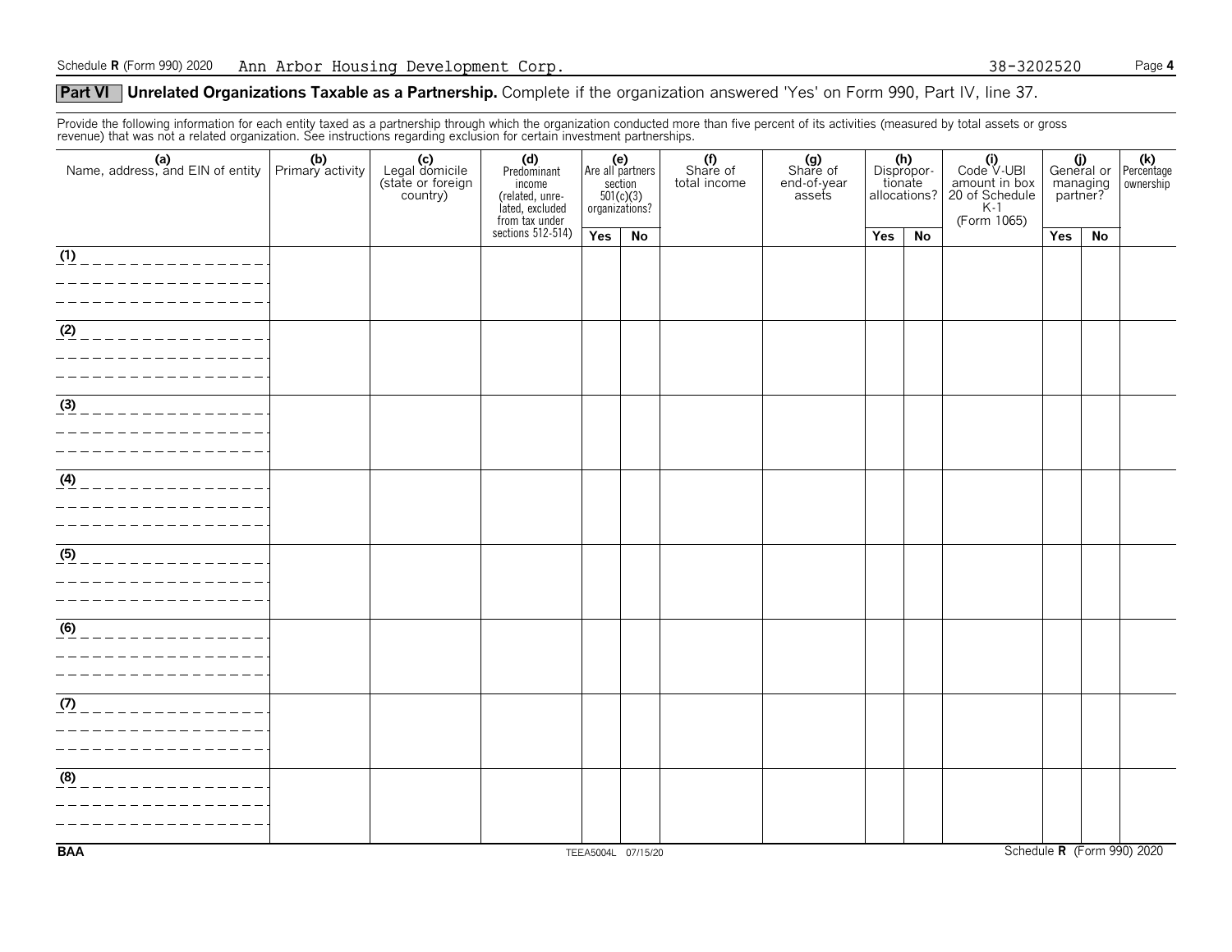Schedule R (Form 990) 2020 Ann Arbor Housing Development Corp. 38-3202520 Page 4

## Part VI Unrelated Organizations Taxable as a Partnership. Complete if the organization answered 'Yes' on Form 990, Part IV, line 37.

Provide the following information for each entity taxed as a partnership through which the organization conducted more than five percent of its activities (measured by total assets or gross revenue) that was not a related organization. See instructions regarding exclusion for certain investment partnerships.

| (a) Name, address, and EIN of entity | (b) Primary activity | (c) Legal domicile (state or foreign country) | (d) Predominant income (related, unrelated, excluded from tax under sections 512-514) | (e) Are all partners section 501(c)(3) organizations? | | (f) Share of total income | (g) Share of end-of-year assets | (h) Disproportionate allocations? | | (i) Code V-UBI amount in box 20 of Schedule K-1 (Form 1065) | (j) General or managing partner? | | (k) Percentage ownership |
|---|---|---|---|---|---|---|---|---|---|---|---|---|---|
| | | | | Yes | No | | | Yes | No | | Yes | No | |
| (1) | | | | | | | | | | | | | |
| (2) | | | | | | | | | | | | | |
| (3) | | | | | | | | | | | | | |
| (4) | | | | | | | | | | | | | |
| (5) | | | | | | | | | | | | | |
| (6) | | | | | | | | | | | | | |
| (7) | | | | | | | | | | | | | |
| (8) | | | | | | | | | | | | | |

BAA TEEA5004L 07/15/20 Schedule R (Form 990) 2020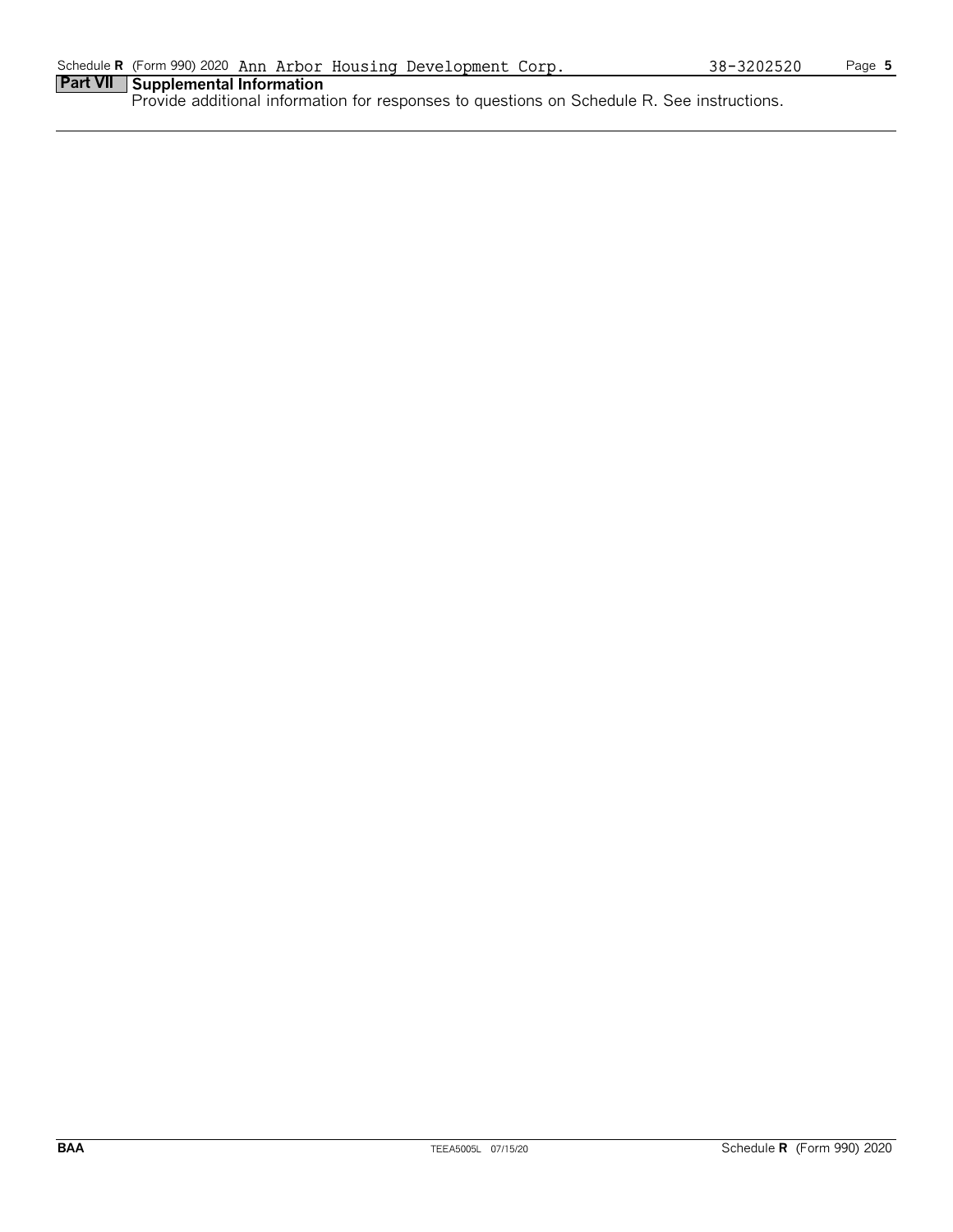Schedule **R** (Form 990) 2020 Ann Arbor Housing Development Corp. 38-3202520

## Part VII Supplemental Information

Provide additional information for responses to questions on Schedule R. See instructions.